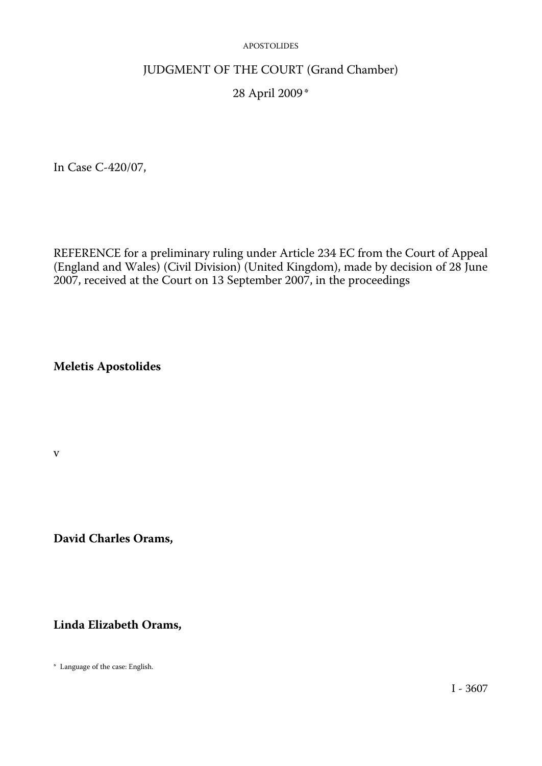# JUDGMENT OF THE COURT (Grand Chamber)

28 April 2009 *

In Case C-420/07,

REFERENCE for a preliminary ruling under Article 234 EC from the Court of Appeal (England and Wales) (Civil Division) (United Kingdom), made by decision of 28 June 2007, received at the Court on 13 September 2007, in the proceedings

**Meletis Apostolides**

v

**David Charles Orams,**

**Linda Elizabeth Orams,**

* Language of the case: English.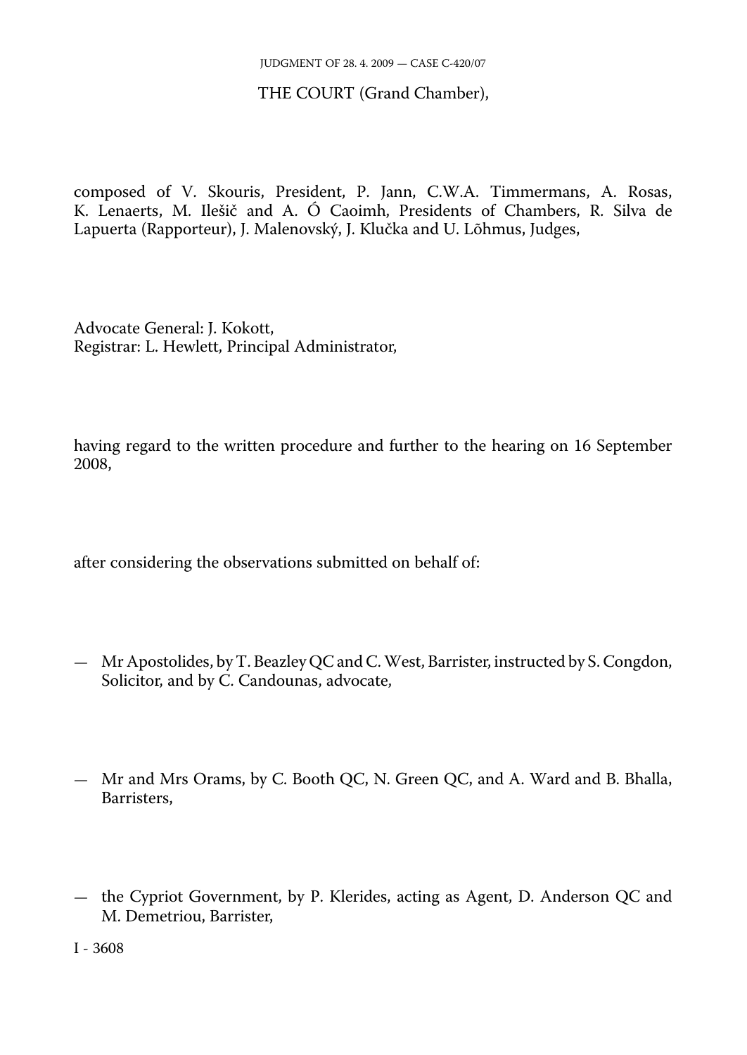THE COURT (Grand Chamber),

composed of V. Skouris, President, P. Jann, C.W.A. Timmermans, A. Rosas, K. Lenaerts, M. Ilešič and A. Ó Caoimh, Presidents of Chambers, R. Silva de Lapuerta (Rapporteur), J. Malenovský, J. Klučka and U. Lõhmus, Judges,

Advocate General: J. Kokott,
Registrar: L. Hewlett, Principal Administrator,

having regard to the written procedure and further to the hearing on 16 September 2008,

after considering the observations submitted on behalf of:

— Mr Apostolides, by T. Beazley QC and C. West, Barrister, instructed by S. Congdon, Solicitor, and by C. Candounas, advocate,

— Mr and Mrs Orams, by C. Booth QC, N. Green QC, and A. Ward and B. Bhalla, Barristers,

— the Cypriot Government, by P. Klerides, acting as Agent, D. Anderson QC and M. Demetriou, Barrister,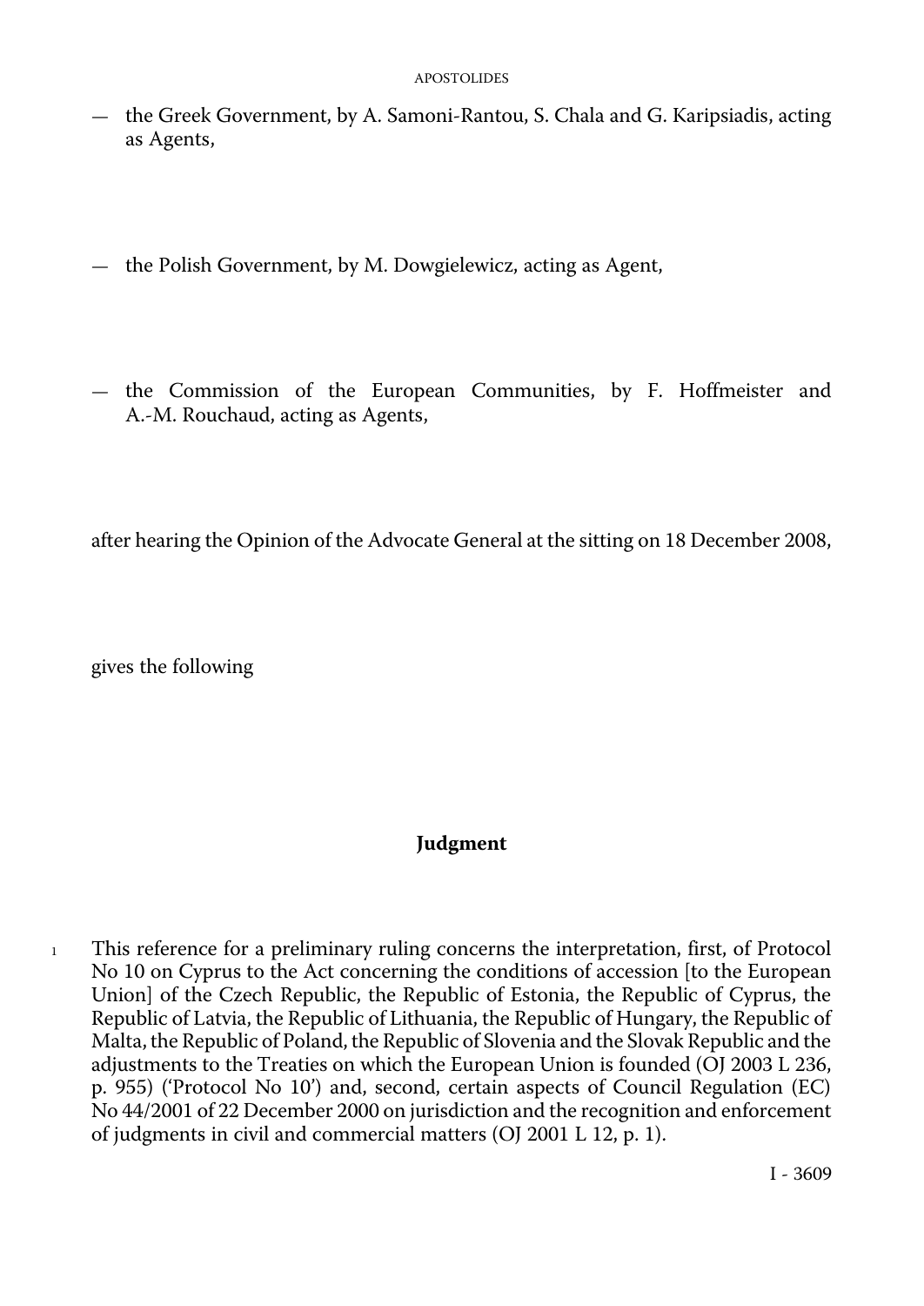— the Greek Government, by A. Samoni-Rantou, S. Chala and G. Karipsiadis, acting as Agents,

— the Polish Government, by M. Dowgielewicz, acting as Agent,

— the Commission of the European Communities, by F. Hoffmeister and A.-M. Rouchaud, acting as Agents,

after hearing the Opinion of the Advocate General at the sitting on 18 December 2008,

gives the following

## Judgment

1 This reference for a preliminary ruling concerns the interpretation, first, of Protocol No 10 on Cyprus to the Act concerning the conditions of accession [to the European Union] of the Czech Republic, the Republic of Estonia, the Republic of Cyprus, the Republic of Latvia, the Republic of Lithuania, the Republic of Hungary, the Republic of Malta, the Republic of Poland, the Republic of Slovenia and the Slovak Republic and the adjustments to the Treaties on which the European Union is founded (OJ 2003 L 236, p. 955) ('Protocol No 10') and, second, certain aspects of Council Regulation (EC) No 44/2001 of 22 December 2000 on jurisdiction and the recognition and enforcement of judgments in civil and commercial matters (OJ 2001 L 12, p. 1).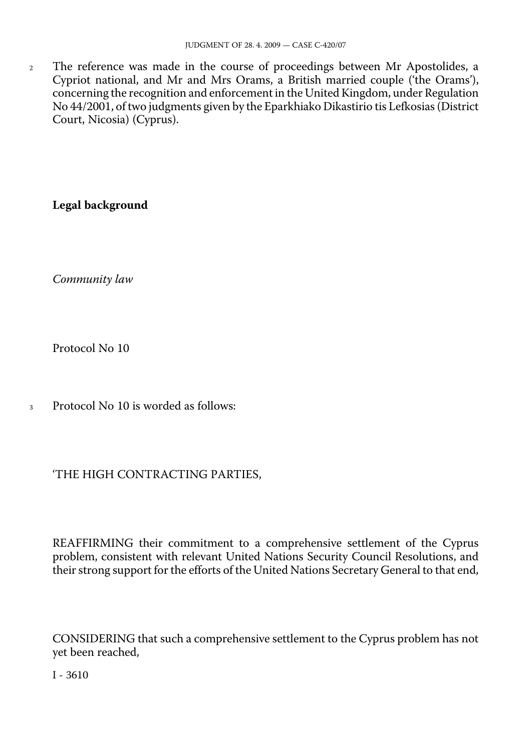2 The reference was made in the course of proceedings between Mr Apostolides, a Cypriot national, and Mr and Mrs Orams, a British married couple ('the Orams'), concerning the recognition and enforcement in the United Kingdom, under Regulation No 44/2001, of two judgments given by the Eparkhiako Dikastirio tis Lefkosias (District Court, Nicosia) (Cyprus).

**Legal background**

*Community law*

Protocol No 10

3 Protocol No 10 is worded as follows:

'THE HIGH CONTRACTING PARTIES,

REAFFIRMING their commitment to a comprehensive settlement of the Cyprus problem, consistent with relevant United Nations Security Council Resolutions, and their strong support for the efforts of the United Nations Secretary General to that end,

CONSIDERING that such a comprehensive settlement to the Cyprus problem has not yet been reached,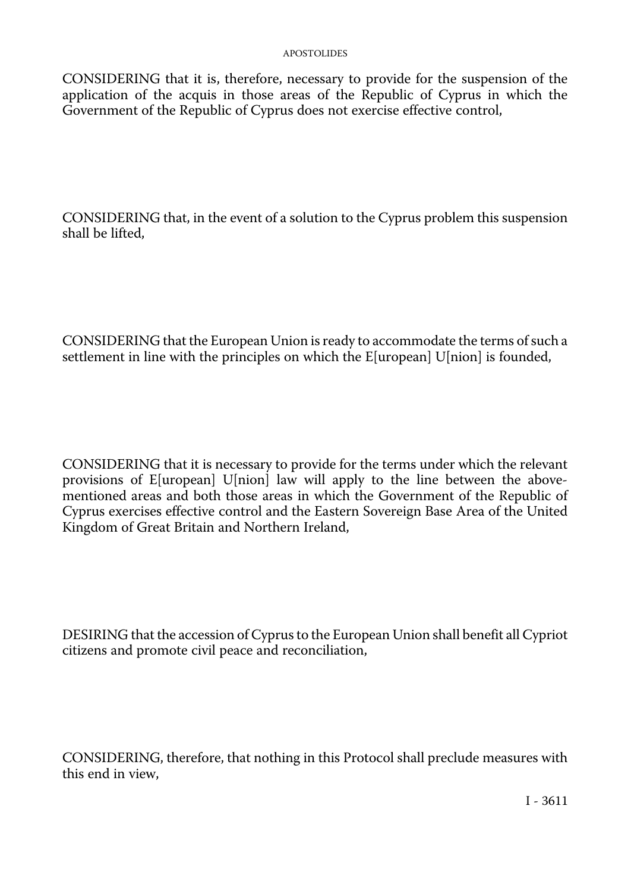CONSIDERING that it is, therefore, necessary to provide for the suspension of the application of the acquis in those areas of the Republic of Cyprus in which the Government of the Republic of Cyprus does not exercise effective control,

CONSIDERING that, in the event of a solution to the Cyprus problem this suspension shall be lifted,

CONSIDERING that the European Union is ready to accommodate the terms of such a settlement in line with the principles on which the E[uropean] U[nion] is founded,

CONSIDERING that it is necessary to provide for the terms under which the relevant provisions of E[uropean] U[nion] law will apply to the line between the above-mentioned areas and both those areas in which the Government of the Republic of Cyprus exercises effective control and the Eastern Sovereign Base Area of the United Kingdom of Great Britain and Northern Ireland,

DESIRING that the accession of Cyprus to the European Union shall benefit all Cypriot citizens and promote civil peace and reconciliation,

CONSIDERING, therefore, that nothing in this Protocol shall preclude measures with this end in view,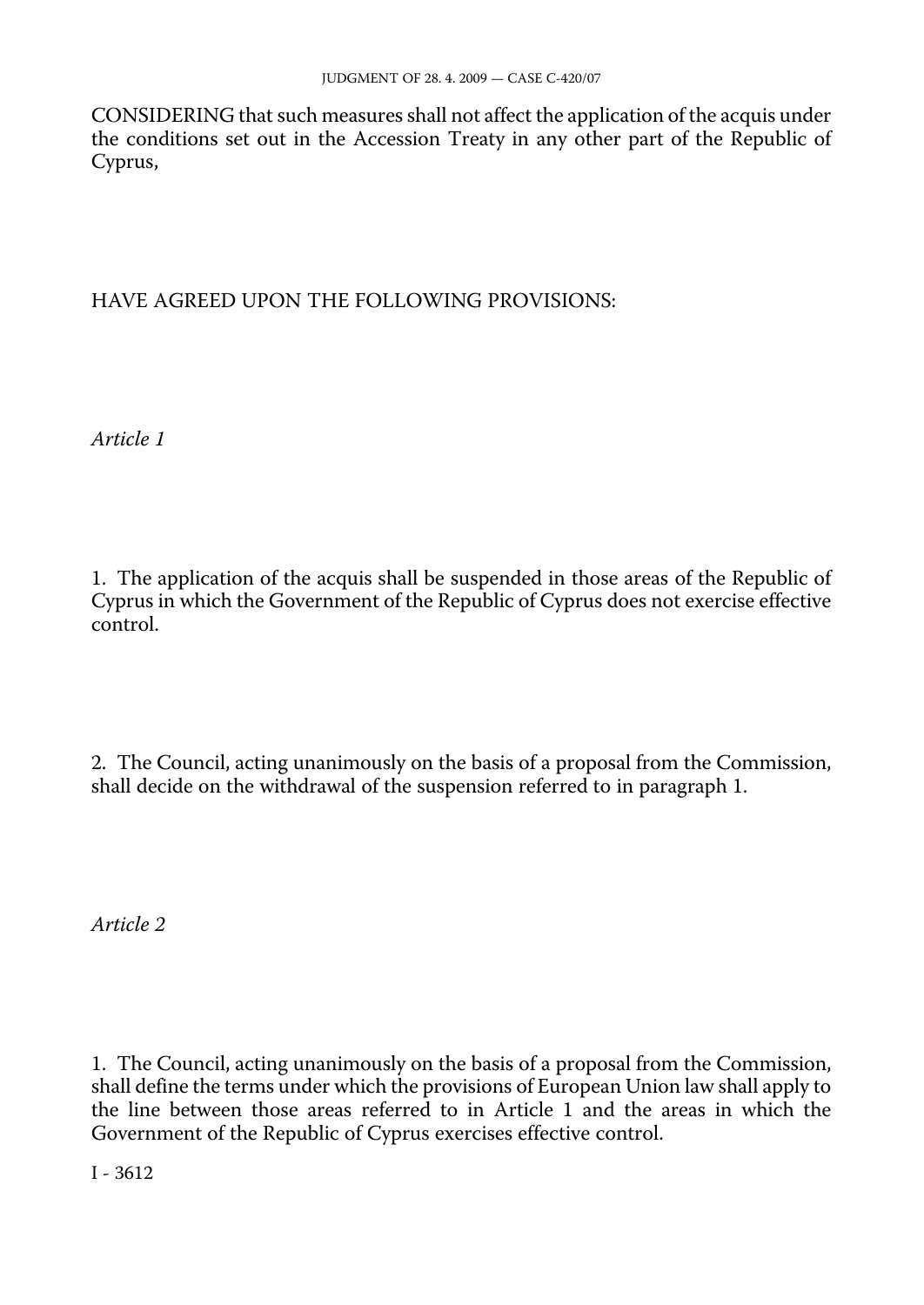CONSIDERING that such measures shall not affect the application of the acquis under the conditions set out in the Accession Treaty in any other part of the Republic of Cyprus,

HAVE AGREED UPON THE FOLLOWING PROVISIONS:

*Article 1*

1. The application of the acquis shall be suspended in those areas of the Republic of Cyprus in which the Government of the Republic of Cyprus does not exercise effective control.

2. The Council, acting unanimously on the basis of a proposal from the Commission, shall decide on the withdrawal of the suspension referred to in paragraph 1.

*Article 2*

1. The Council, acting unanimously on the basis of a proposal from the Commission, shall define the terms under which the provisions of European Union law shall apply to the line between those areas referred to in Article 1 and the areas in which the Government of the Republic of Cyprus exercises effective control.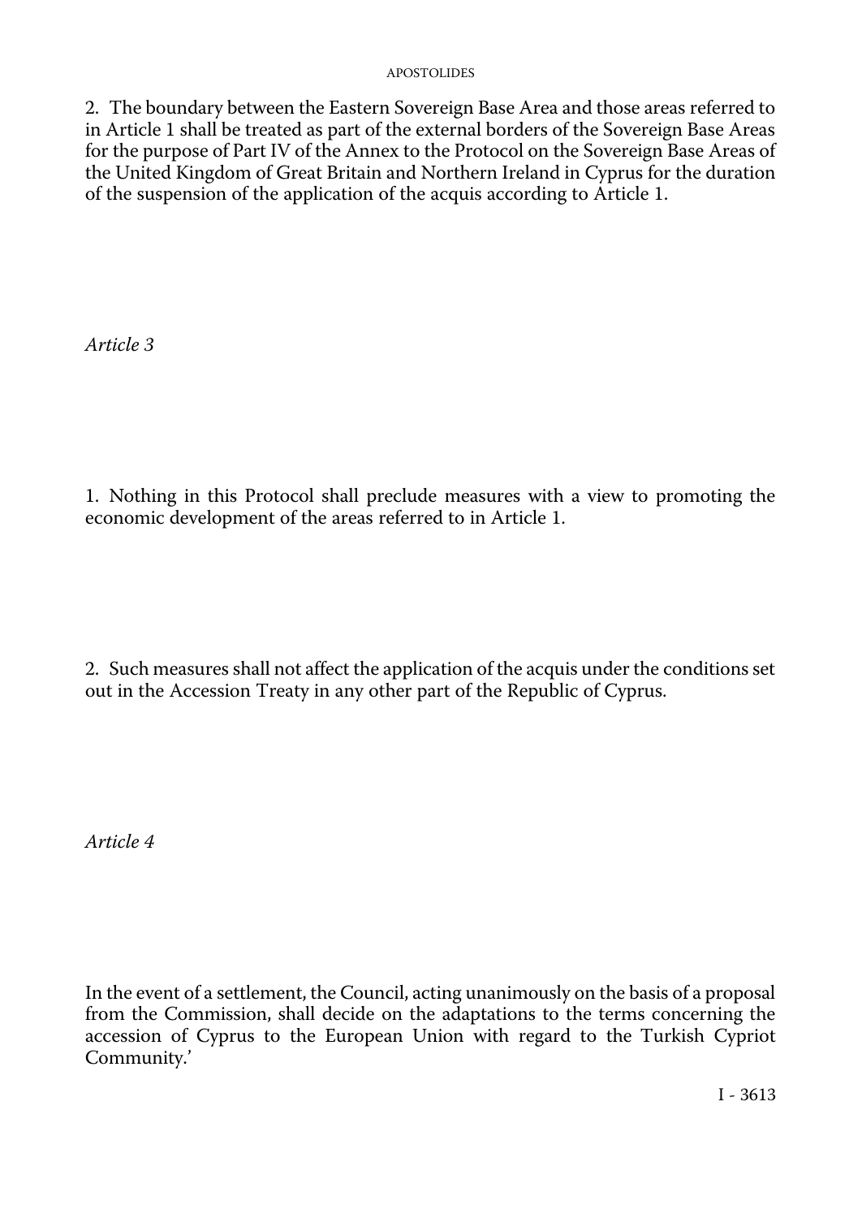2. The boundary between the Eastern Sovereign Base Area and those areas referred to in Article 1 shall be treated as part of the external borders of the Sovereign Base Areas for the purpose of Part IV of the Annex to the Protocol on the Sovereign Base Areas of the United Kingdom of Great Britain and Northern Ireland in Cyprus for the duration of the suspension of the application of the acquis according to Article 1.

*Article 3*

1. Nothing in this Protocol shall preclude measures with a view to promoting the economic development of the areas referred to in Article 1.

2. Such measures shall not affect the application of the acquis under the conditions set out in the Accession Treaty in any other part of the Republic of Cyprus.

*Article 4*

In the event of a settlement, the Council, acting unanimously on the basis of a proposal from the Commission, shall decide on the adaptations to the terms concerning the accession of Cyprus to the European Union with regard to the Turkish Cypriot Community.'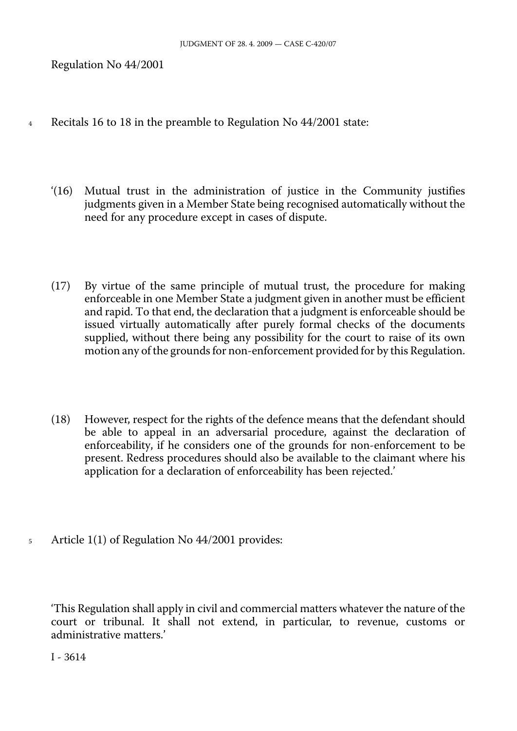Regulation No 44/2001

4 Recitals 16 to 18 in the preamble to Regulation No 44/2001 state:

'(16) Mutual trust in the administration of justice in the Community justifies judgments given in a Member State being recognised automatically without the need for any procedure except in cases of dispute.

(17) By virtue of the same principle of mutual trust, the procedure for making enforceable in one Member State a judgment given in another must be efficient and rapid. To that end, the declaration that a judgment is enforceable should be issued virtually automatically after purely formal checks of the documents supplied, without there being any possibility for the court to raise of its own motion any of the grounds for non-enforcement provided for by this Regulation.

(18) However, respect for the rights of the defence means that the defendant should be able to appeal in an adversarial procedure, against the declaration of enforceability, if he considers one of the grounds for non-enforcement to be present. Redress procedures should also be available to the claimant where his application for a declaration of enforceability has been rejected.'

5 Article 1(1) of Regulation No 44/2001 provides:

'This Regulation shall apply in civil and commercial matters whatever the nature of the court or tribunal. It shall not extend, in particular, to revenue, customs or administrative matters.'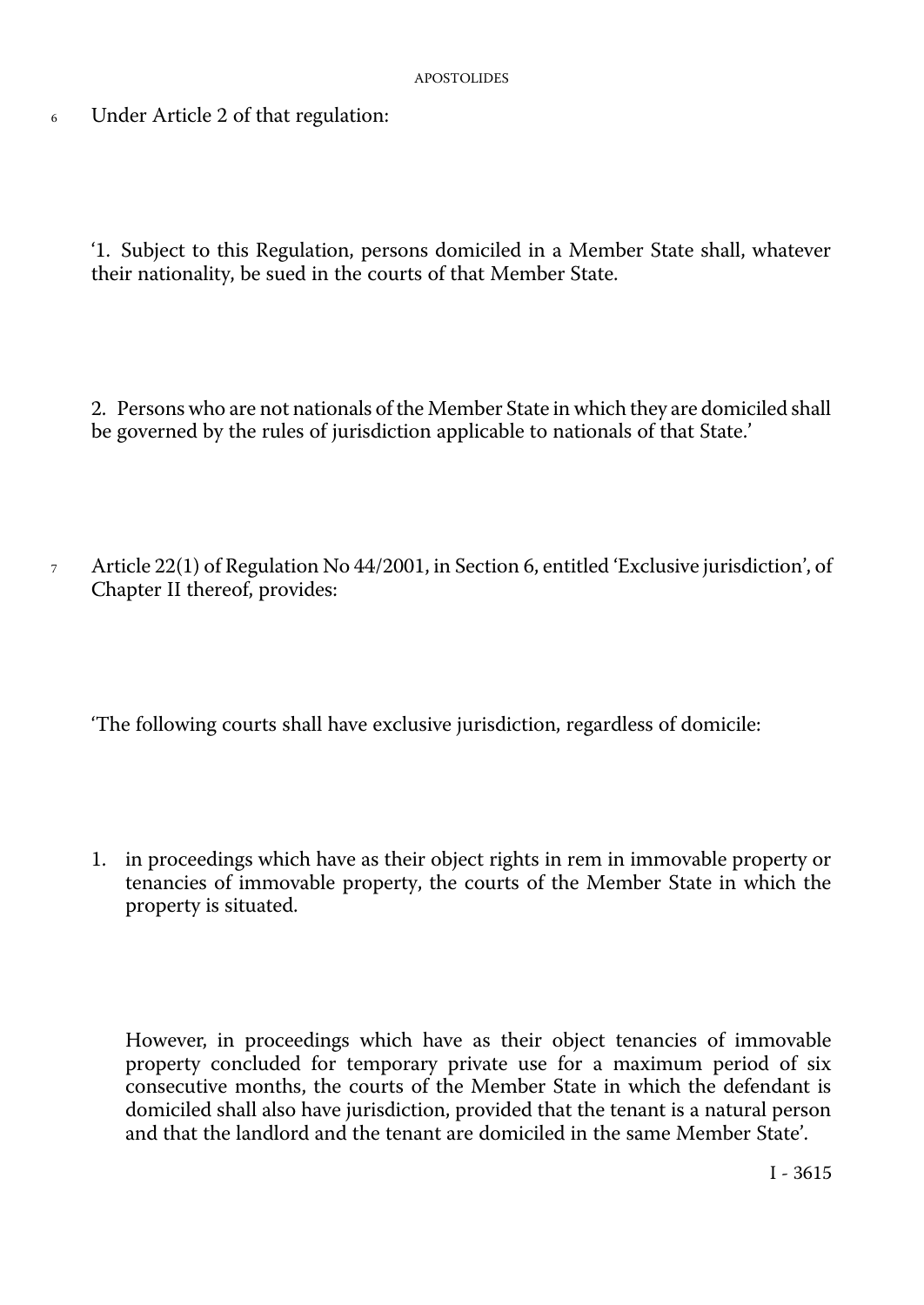6 Under Article 2 of that regulation:

'1. Subject to this Regulation, persons domiciled in a Member State shall, whatever their nationality, be sued in the courts of that Member State.

2. Persons who are not nationals of the Member State in which they are domiciled shall be governed by the rules of jurisdiction applicable to nationals of that State.'

7 Article 22(1) of Regulation No 44/2001, in Section 6, entitled 'Exclusive jurisdiction', of Chapter II thereof, provides:

'The following courts shall have exclusive jurisdiction, regardless of domicile:

1. in proceedings which have as their object rights in rem in immovable property or tenancies of immovable property, the courts of the Member State in which the property is situated.

   However, in proceedings which have as their object tenancies of immovable property concluded for temporary private use for a maximum period of six consecutive months, the courts of the Member State in which the defendant is domiciled shall also have jurisdiction, provided that the tenant is a natural person and that the landlord and the tenant are domiciled in the same Member State'.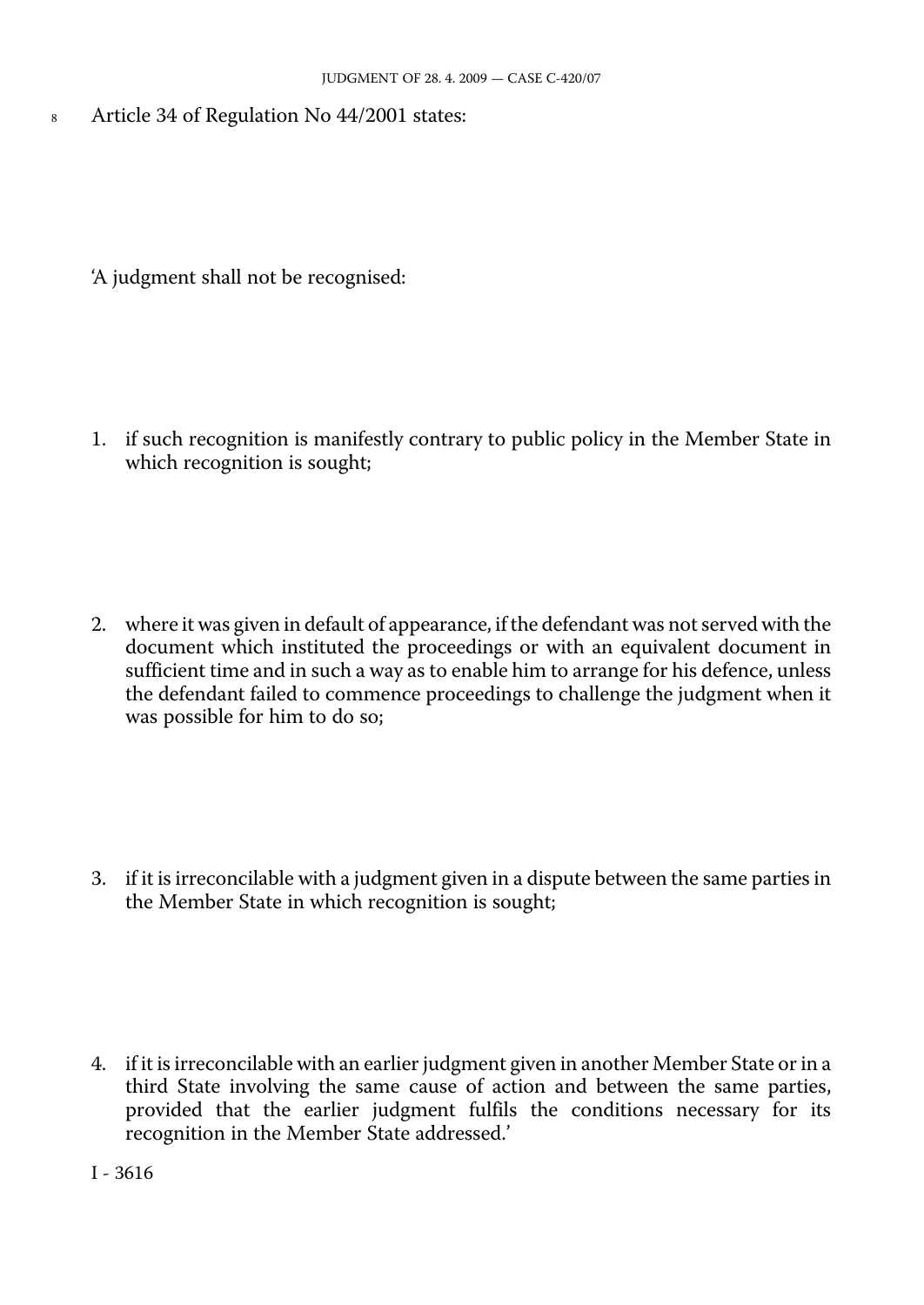8 Article 34 of Regulation No 44/2001 states:

'A judgment shall not be recognised:

1. if such recognition is manifestly contrary to public policy in the Member State in which recognition is sought;

2. where it was given in default of appearance, if the defendant was not served with the document which instituted the proceedings or with an equivalent document in sufficient time and in such a way as to enable him to arrange for his defence, unless the defendant failed to commence proceedings to challenge the judgment when it was possible for him to do so;

3. if it is irreconcilable with a judgment given in a dispute between the same parties in the Member State in which recognition is sought;

4. if it is irreconcilable with an earlier judgment given in another Member State or in a third State involving the same cause of action and between the same parties, provided that the earlier judgment fulfils the conditions necessary for its recognition in the Member State addressed.'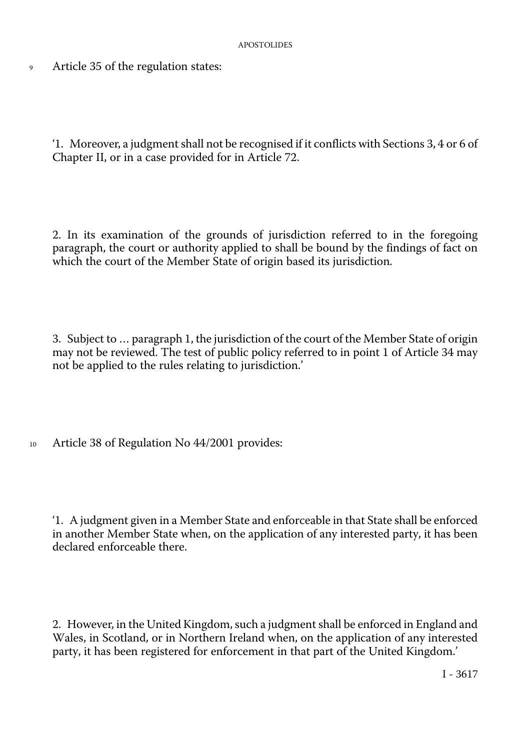9 Article 35 of the regulation states:

'1. Moreover, a judgment shall not be recognised if it conflicts with Sections 3, 4 or 6 of Chapter II, or in a case provided for in Article 72.

2. In its examination of the grounds of jurisdiction referred to in the foregoing paragraph, the court or authority applied to shall be bound by the findings of fact on which the court of the Member State of origin based its jurisdiction.

3. Subject to … paragraph 1, the jurisdiction of the court of the Member State of origin may not be reviewed. The test of public policy referred to in point 1 of Article 34 may not be applied to the rules relating to jurisdiction.'

10 Article 38 of Regulation No 44/2001 provides:

'1. A judgment given in a Member State and enforceable in that State shall be enforced in another Member State when, on the application of any interested party, it has been declared enforceable there.

2. However, in the United Kingdom, such a judgment shall be enforced in England and Wales, in Scotland, or in Northern Ireland when, on the application of any interested party, it has been registered for enforcement in that part of the United Kingdom.'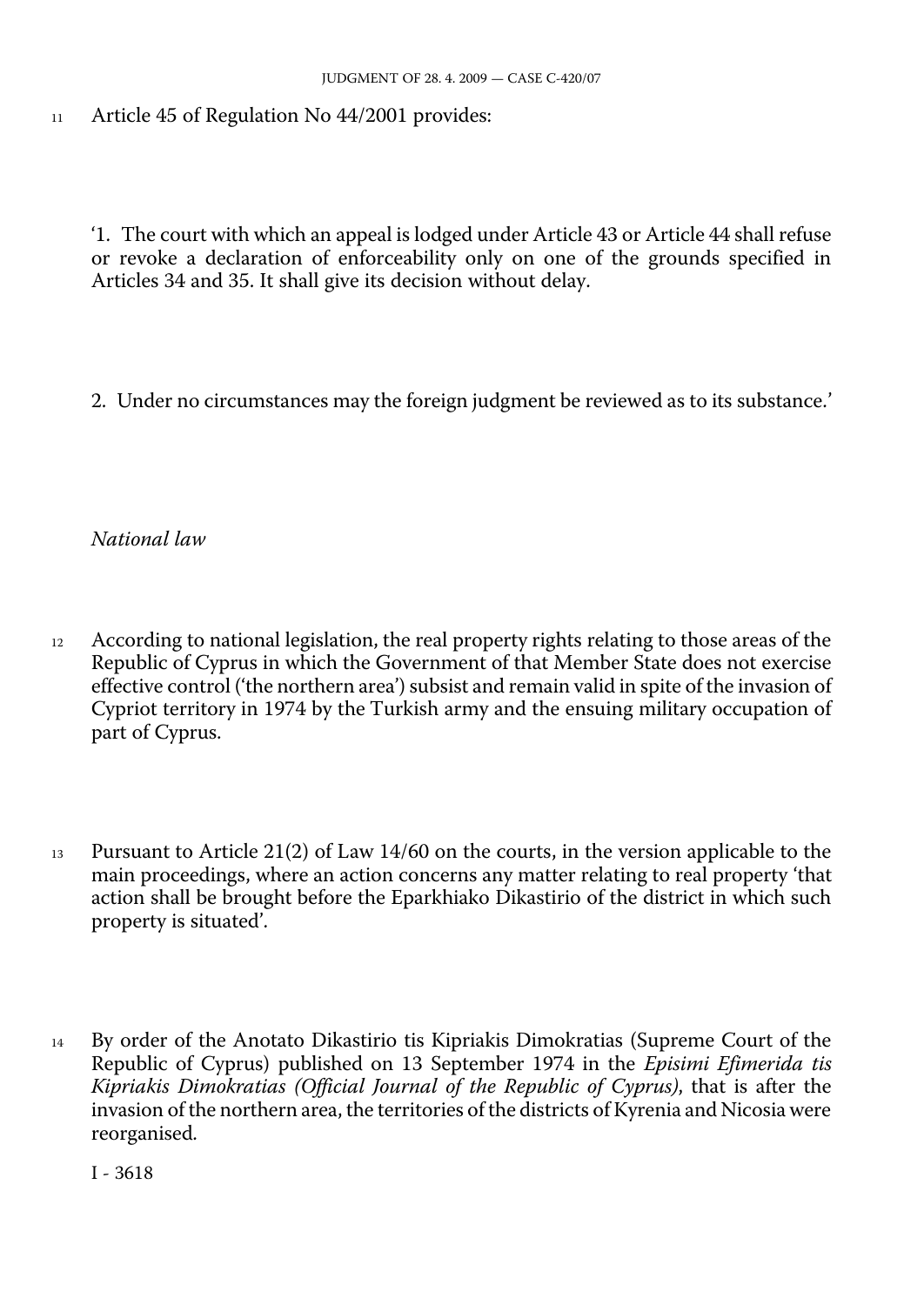11 Article 45 of Regulation No 44/2001 provides:

'1. The court with which an appeal is lodged under Article 43 or Article 44 shall refuse or revoke a declaration of enforceability only on one of the grounds specified in Articles 34 and 35. It shall give its decision without delay.

2. Under no circumstances may the foreign judgment be reviewed as to its substance.'

*National law*

12 According to national legislation, the real property rights relating to those areas of the Republic of Cyprus in which the Government of that Member State does not exercise effective control ('the northern area') subsist and remain valid in spite of the invasion of Cypriot territory in 1974 by the Turkish army and the ensuing military occupation of part of Cyprus.

13 Pursuant to Article 21(2) of Law 14/60 on the courts, in the version applicable to the main proceedings, where an action concerns any matter relating to real property 'that action shall be brought before the Eparkhiako Dikastirio of the district in which such property is situated'.

14 By order of the Anotato Dikastirio tis Kipriakis Dimokratias (Supreme Court of the Republic of Cyprus) published on 13 September 1974 in the *Episimi Efimerida tis Kipriakis Dimokratias (Official Journal of the Republic of Cyprus)*, that is after the invasion of the northern area, the territories of the districts of Kyrenia and Nicosia were reorganised.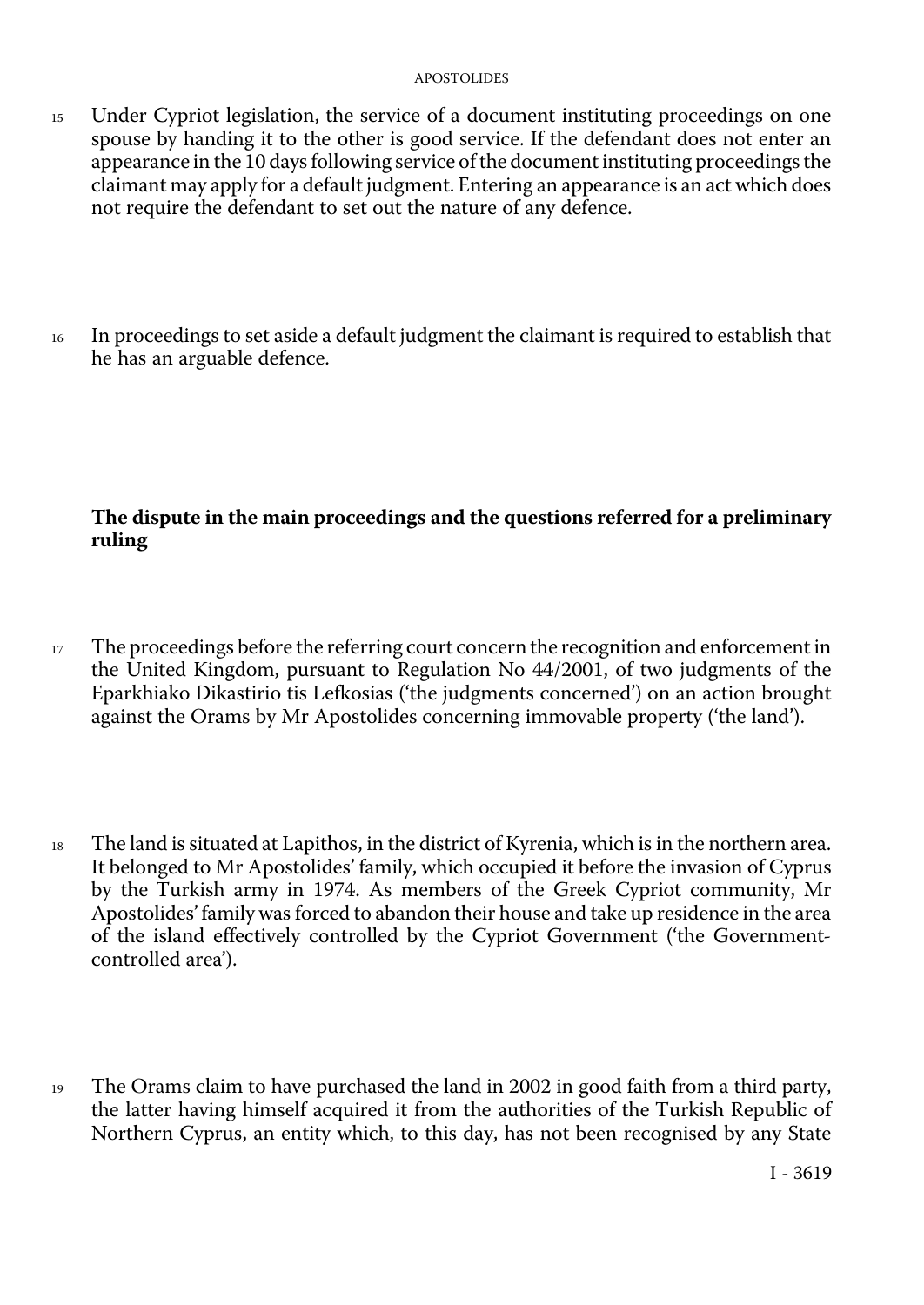15 Under Cypriot legislation, the service of a document instituting proceedings on one spouse by handing it to the other is good service. If the defendant does not enter an appearance in the 10 days following service of the document instituting proceedings the claimant may apply for a default judgment. Entering an appearance is an act which does not require the defendant to set out the nature of any defence.

16 In proceedings to set aside a default judgment the claimant is required to establish that he has an arguable defence.

### The dispute in the main proceedings and the questions referred for a preliminary ruling

17 The proceedings before the referring court concern the recognition and enforcement in the United Kingdom, pursuant to Regulation No 44/2001, of two judgments of the Eparkhiako Dikastirio tis Lefkosias ('the judgments concerned') on an action brought against the Orams by Mr Apostolides concerning immovable property ('the land').

18 The land is situated at Lapithos, in the district of Kyrenia, which is in the northern area. It belonged to Mr Apostolides' family, which occupied it before the invasion of Cyprus by the Turkish army in 1974. As members of the Greek Cypriot community, Mr Apostolides' family was forced to abandon their house and take up residence in the area of the island effectively controlled by the Cypriot Government ('the Government-controlled area').

19 The Orams claim to have purchased the land in 2002 in good faith from a third party, the latter having himself acquired it from the authorities of the Turkish Republic of Northern Cyprus, an entity which, to this day, has not been recognised by any State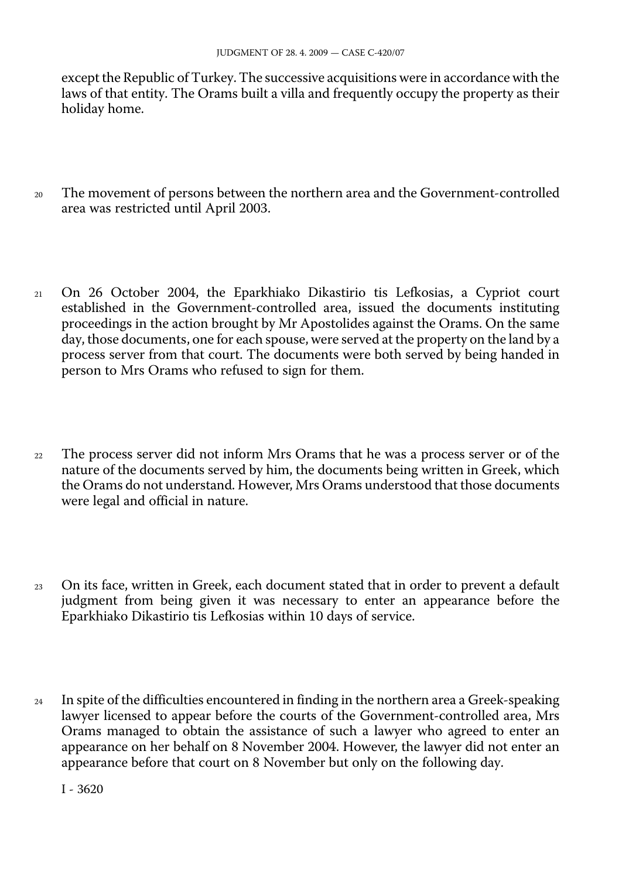except the Republic of Turkey. The successive acquisitions were in accordance with the laws of that entity. The Orams built a villa and frequently occupy the property as their holiday home.

20 The movement of persons between the northern area and the Government-controlled area was restricted until April 2003.

21 On 26 October 2004, the Eparkhiako Dikastirio tis Lefkosias, a Cypriot court established in the Government-controlled area, issued the documents instituting proceedings in the action brought by Mr Apostolides against the Orams. On the same day, those documents, one for each spouse, were served at the property on the land by a process server from that court. The documents were both served by being handed in person to Mrs Orams who refused to sign for them.

22 The process server did not inform Mrs Orams that he was a process server or of the nature of the documents served by him, the documents being written in Greek, which the Orams do not understand. However, Mrs Orams understood that those documents were legal and official in nature.

23 On its face, written in Greek, each document stated that in order to prevent a default judgment from being given it was necessary to enter an appearance before the Eparkhiako Dikastirio tis Lefkosias within 10 days of service.

24 In spite of the difficulties encountered in finding in the northern area a Greek-speaking lawyer licensed to appear before the courts of the Government-controlled area, Mrs Orams managed to obtain the assistance of such a lawyer who agreed to enter an appearance on her behalf on 8 November 2004. However, the lawyer did not enter an appearance before that court on 8 November but only on the following day.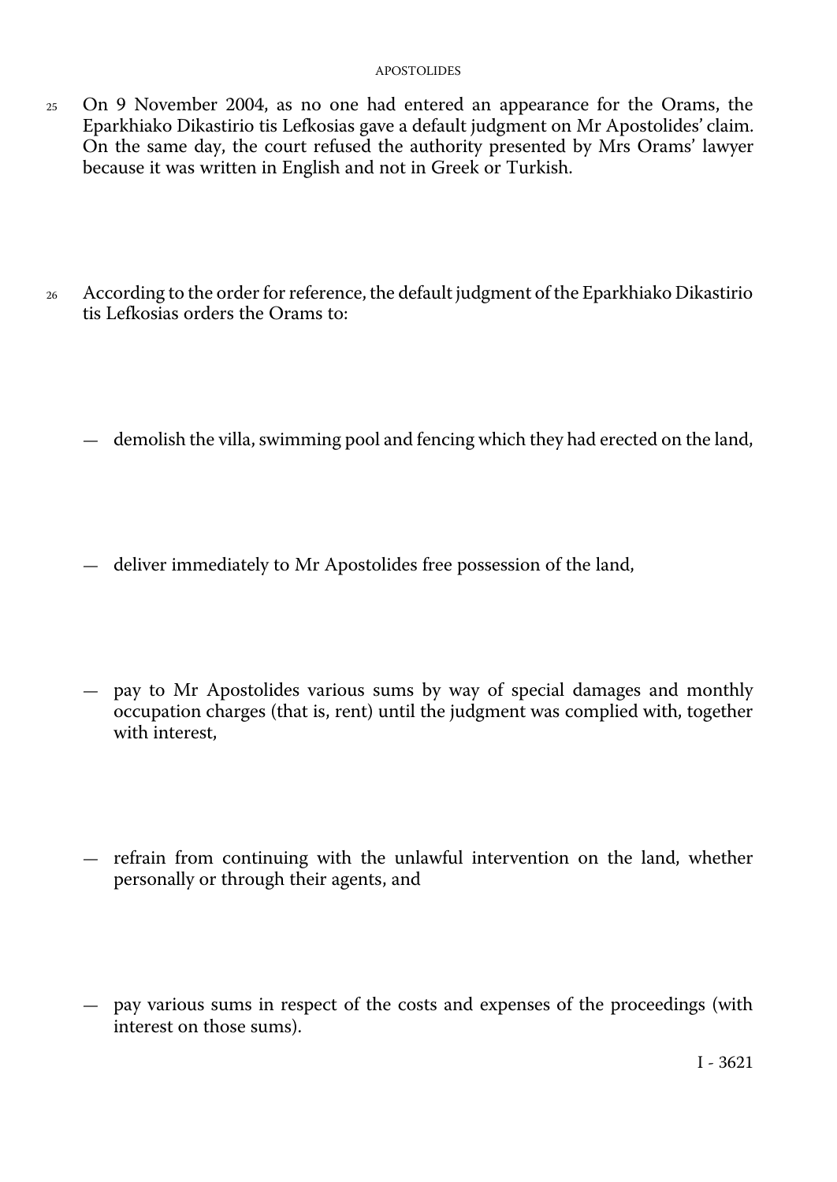25 On 9 November 2004, as no one had entered an appearance for the Orams, the Eparkhiako Dikastirio tis Lefkosias gave a default judgment on Mr Apostolides' claim. On the same day, the court refused the authority presented by Mrs Orams' lawyer because it was written in English and not in Greek or Turkish.

26 According to the order for reference, the default judgment of the Eparkhiako Dikastirio tis Lefkosias orders the Orams to:

— demolish the villa, swimming pool and fencing which they had erected on the land,

— deliver immediately to Mr Apostolides free possession of the land,

— pay to Mr Apostolides various sums by way of special damages and monthly occupation charges (that is, rent) until the judgment was complied with, together with interest,

— refrain from continuing with the unlawful intervention on the land, whether personally or through their agents, and

— pay various sums in respect of the costs and expenses of the proceedings (with interest on those sums).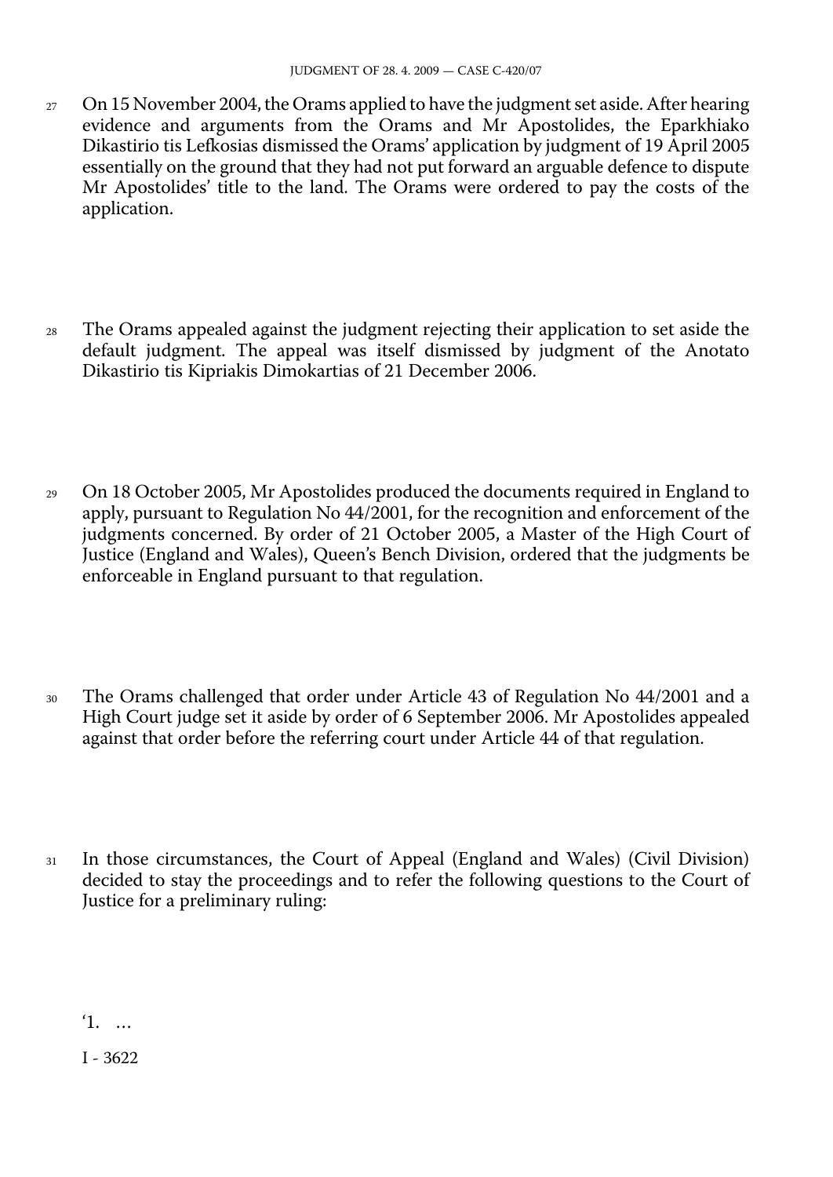27 On 15 November 2004, the Orams applied to have the judgment set aside. After hearing evidence and arguments from the Orams and Mr Apostolides, the Eparkhiako Dikastirio tis Lefkosias dismissed the Orams' application by judgment of 19 April 2005 essentially on the ground that they had not put forward an arguable defence to dispute Mr Apostolides' title to the land. The Orams were ordered to pay the costs of the application.

28 The Orams appealed against the judgment rejecting their application to set aside the default judgment. The appeal was itself dismissed by judgment of the Anotato Dikastirio tis Kipriakis Dimokartias of 21 December 2006.

29 On 18 October 2005, Mr Apostolides produced the documents required in England to apply, pursuant to Regulation No 44/2001, for the recognition and enforcement of the judgments concerned. By order of 21 October 2005, a Master of the High Court of Justice (England and Wales), Queen's Bench Division, ordered that the judgments be enforceable in England pursuant to that regulation.

30 The Orams challenged that order under Article 43 of Regulation No 44/2001 and a High Court judge set it aside by order of 6 September 2006. Mr Apostolides appealed against that order before the referring court under Article 44 of that regulation.

31 In those circumstances, the Court of Appeal (England and Wales) (Civil Division) decided to stay the proceedings and to refer the following questions to the Court of Justice for a preliminary ruling:

'1. …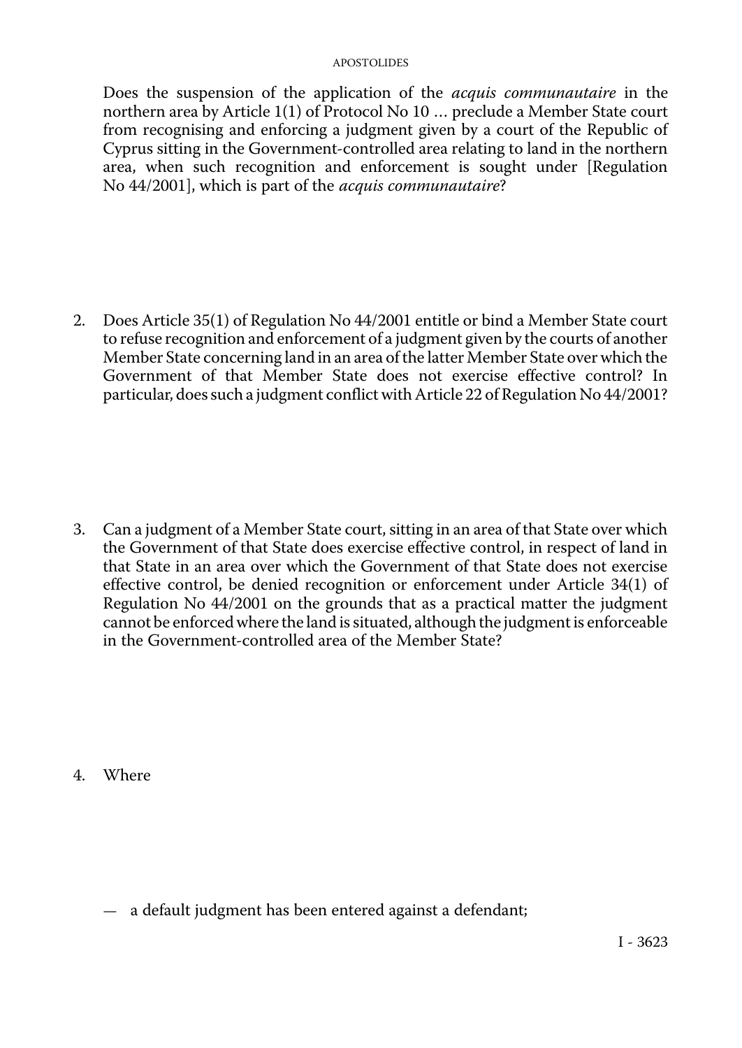Does the suspension of the application of the *acquis communautaire* in the northern area by Article 1(1) of Protocol No 10 … preclude a Member State court from recognising and enforcing a judgment given by a court of the Republic of Cyprus sitting in the Government-controlled area relating to land in the northern area, when such recognition and enforcement is sought under [Regulation No 44/2001], which is part of the *acquis communautaire*?

2. Does Article 35(1) of Regulation No 44/2001 entitle or bind a Member State court to refuse recognition and enforcement of a judgment given by the courts of another Member State concerning land in an area of the latter Member State over which the Government of that Member State does not exercise effective control? In particular, does such a judgment conflict with Article 22 of Regulation No 44/2001?

3. Can a judgment of a Member State court, sitting in an area of that State over which the Government of that State does exercise effective control, in respect of land in that State in an area over which the Government of that State does not exercise effective control, be denied recognition or enforcement under Article 34(1) of Regulation No 44/2001 on the grounds that as a practical matter the judgment cannot be enforced where the land is situated, although the judgment is enforceable in the Government-controlled area of the Member State?

4. Where

— a default judgment has been entered against a defendant;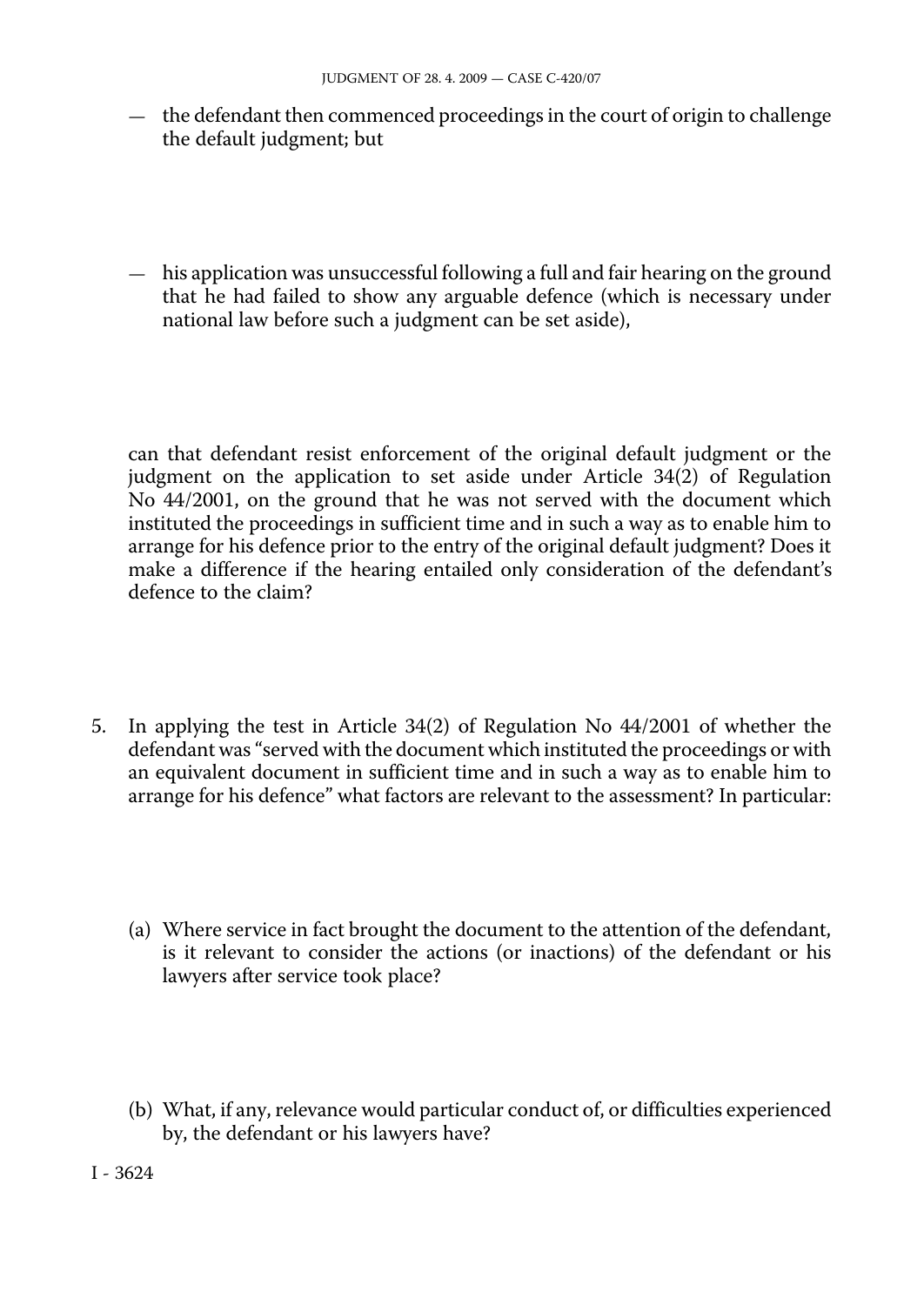— the defendant then commenced proceedings in the court of origin to challenge the default judgment; but

— his application was unsuccessful following a full and fair hearing on the ground that he had failed to show any arguable defence (which is necessary under national law before such a judgment can be set aside),

can that defendant resist enforcement of the original default judgment or the judgment on the application to set aside under Article 34(2) of Regulation No 44/2001, on the ground that he was not served with the document which instituted the proceedings in sufficient time and in such a way as to enable him to arrange for his defence prior to the entry of the original default judgment? Does it make a difference if the hearing entailed only consideration of the defendant's defence to the claim?

5. In applying the test in Article 34(2) of Regulation No 44/2001 of whether the defendant was "served with the document which instituted the proceedings or with an equivalent document in sufficient time and in such a way as to enable him to arrange for his defence" what factors are relevant to the assessment? In particular:

   (a) Where service in fact brought the document to the attention of the defendant, is it relevant to consider the actions (or inactions) of the defendant or his lawyers after service took place?

   (b) What, if any, relevance would particular conduct of, or difficulties experienced by, the defendant or his lawyers have?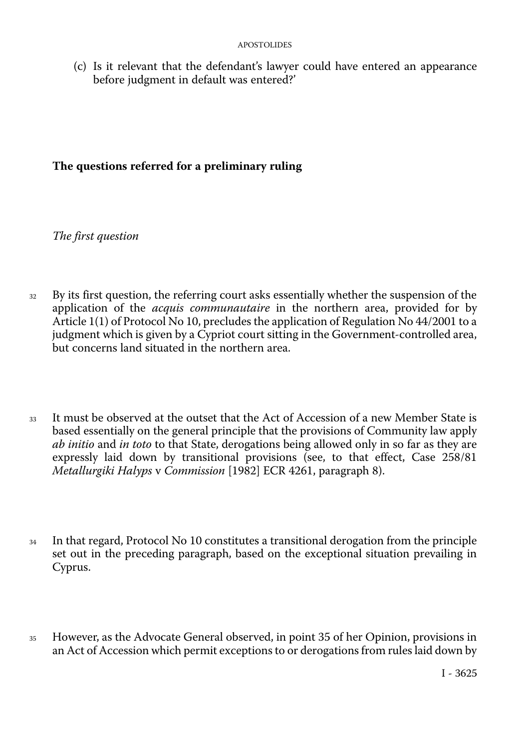(c) Is it relevant that the defendant's lawyer could have entered an appearance before judgment in default was entered?'

## The questions referred for a preliminary ruling

### *The first question*

32 By its first question, the referring court asks essentially whether the suspension of the application of the *acquis communautaire* in the northern area, provided for by Article 1(1) of Protocol No 10, precludes the application of Regulation No 44/2001 to a judgment which is given by a Cypriot court sitting in the Government-controlled area, but concerns land situated in the northern area.

33 It must be observed at the outset that the Act of Accession of a new Member State is based essentially on the general principle that the provisions of Community law apply *ab initio* and *in toto* to that State, derogations being allowed only in so far as they are expressly laid down by transitional provisions (see, to that effect, Case 258/81 *Metallurgiki Halyps* v *Commission* [1982] ECR 4261, paragraph 8).

34 In that regard, Protocol No 10 constitutes a transitional derogation from the principle set out in the preceding paragraph, based on the exceptional situation prevailing in Cyprus.

35 However, as the Advocate General observed, in point 35 of her Opinion, provisions in an Act of Accession which permit exceptions to or derogations from rules laid down by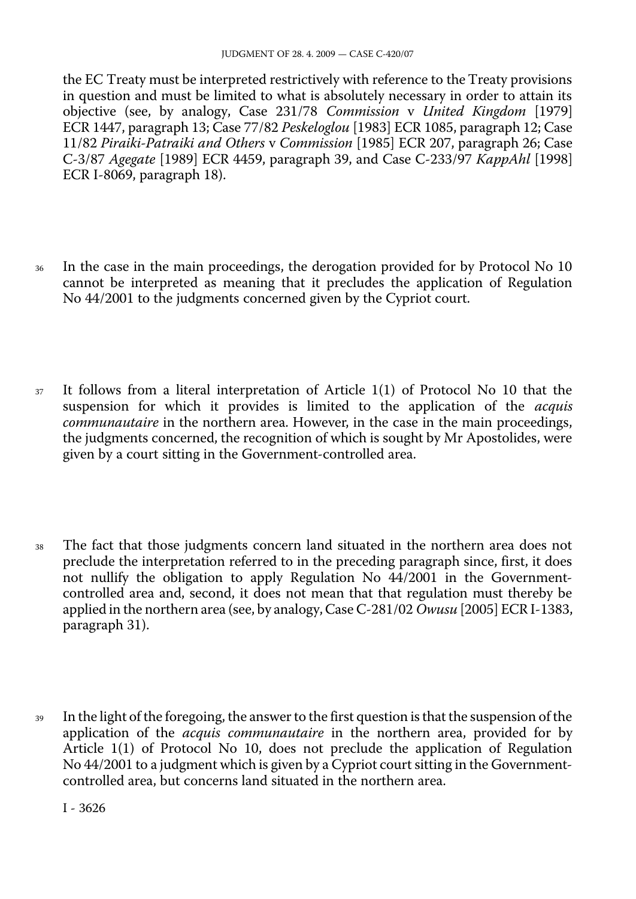the EC Treaty must be interpreted restrictively with reference to the Treaty provisions in question and must be limited to what is absolutely necessary in order to attain its objective (see, by analogy, Case 231/78 *Commission* v *United Kingdom* [1979] ECR 1447, paragraph 13; Case 77/82 *Peskeloglou* [1983] ECR 1085, paragraph 12; Case 11/82 *Piraiki-Patraiki and Others* v *Commission* [1985] ECR 207, paragraph 26; Case C-3/87 *Agegate* [1989] ECR 4459, paragraph 39, and Case C-233/97 *KappAhl* [1998] ECR I-8069, paragraph 18).

36 In the case in the main proceedings, the derogation provided for by Protocol No 10 cannot be interpreted as meaning that it precludes the application of Regulation No 44/2001 to the judgments concerned given by the Cypriot court.

37 It follows from a literal interpretation of Article 1(1) of Protocol No 10 that the suspension for which it provides is limited to the application of the *acquis communautaire* in the northern area. However, in the case in the main proceedings, the judgments concerned, the recognition of which is sought by Mr Apostolides, were given by a court sitting in the Government-controlled area.

38 The fact that those judgments concern land situated in the northern area does not preclude the interpretation referred to in the preceding paragraph since, first, it does not nullify the obligation to apply Regulation No 44/2001 in the Government-controlled area and, second, it does not mean that that regulation must thereby be applied in the northern area (see, by analogy, Case C-281/02 *Owusu* [2005] ECR I-1383, paragraph 31).

39 In the light of the foregoing, the answer to the first question is that the suspension of the application of the *acquis communautaire* in the northern area, provided for by Article 1(1) of Protocol No 10, does not preclude the application of Regulation No 44/2001 to a judgment which is given by a Cypriot court sitting in the Government-controlled area, but concerns land situated in the northern area.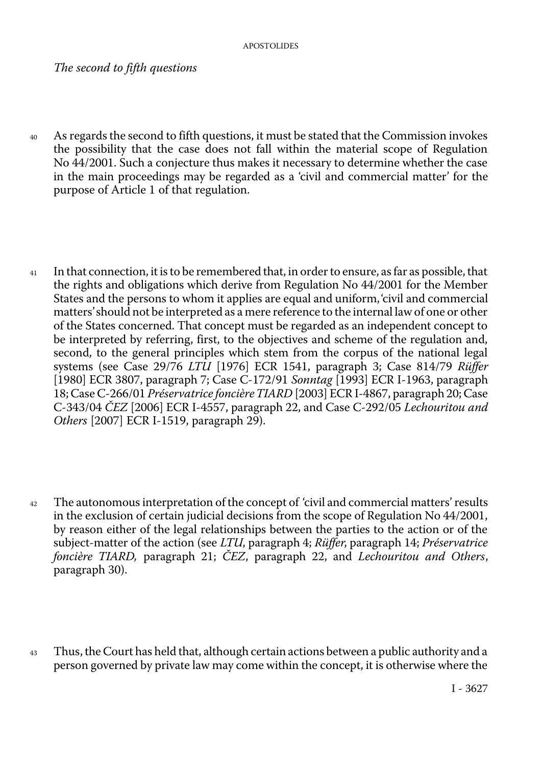*The second to fifth questions*

40 As regards the second to fifth questions, it must be stated that the Commission invokes the possibility that the case does not fall within the material scope of Regulation No 44/2001. Such a conjecture thus makes it necessary to determine whether the case in the main proceedings may be regarded as a 'civil and commercial matter' for the purpose of Article 1 of that regulation.

41 In that connection, it is to be remembered that, in order to ensure, as far as possible, that the rights and obligations which derive from Regulation No 44/2001 for the Member States and the persons to whom it applies are equal and uniform, 'civil and commercial matters' should not be interpreted as a mere reference to the internal law of one or other of the States concerned. That concept must be regarded as an independent concept to be interpreted by referring, first, to the objectives and scheme of the regulation and, second, to the general principles which stem from the corpus of the national legal systems (see Case 29/76 *LTU* [1976] ECR 1541, paragraph 3; Case 814/79 *Rüffer* [1980] ECR 3807, paragraph 7; Case C-172/91 *Sonntag* [1993] ECR I-1963, paragraph 18; Case C-266/01 *Préservatrice foncière TIARD* [2003] ECR I-4867, paragraph 20; Case C-343/04 *ČEZ* [2006] ECR I-4557, paragraph 22, and Case C-292/05 *Lechouritou and Others* [2007] ECR I-1519, paragraph 29).

42 The autonomous interpretation of the concept of 'civil and commercial matters' results in the exclusion of certain judicial decisions from the scope of Regulation No 44/2001, by reason either of the legal relationships between the parties to the action or of the subject-matter of the action (see *LTU*, paragraph 4; *Rüffer*, paragraph 14; *Préservatrice foncière TIARD,* paragraph 21; *ČEZ*, paragraph 22, and *Lechouritou and Others*, paragraph 30).

43 Thus, the Court has held that, although certain actions between a public authority and a person governed by private law may come within the concept, it is otherwise where the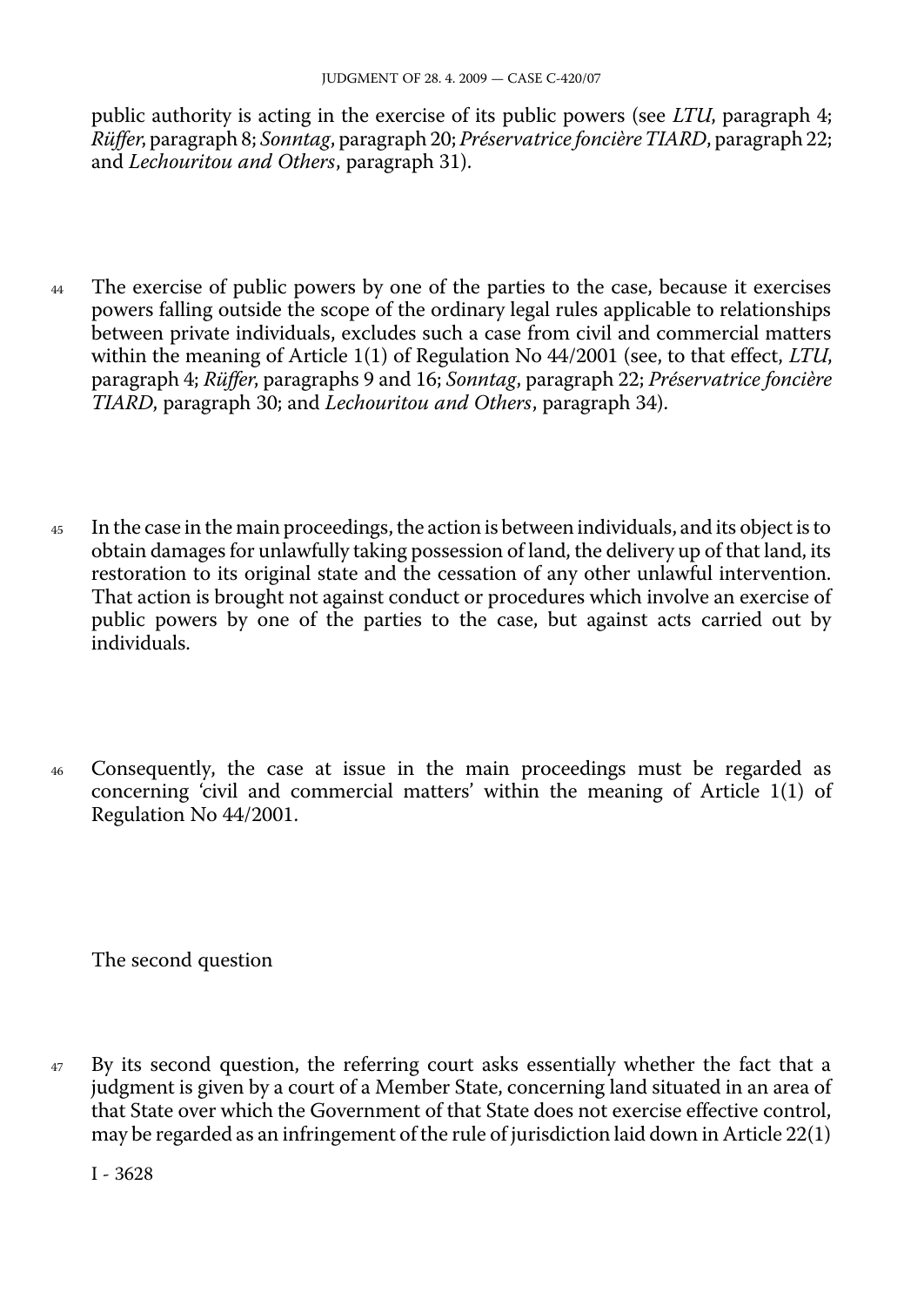public authority is acting in the exercise of its public powers (see *LTU*, paragraph 4; *Rüffer*, paragraph 8; *Sonntag*, paragraph 20; *Préservatrice foncière TIARD*, paragraph 22; and *Lechouritou and Others*, paragraph 31).

44 The exercise of public powers by one of the parties to the case, because it exercises powers falling outside the scope of the ordinary legal rules applicable to relationships between private individuals, excludes such a case from civil and commercial matters within the meaning of Article 1(1) of Regulation No 44/2001 (see, to that effect, *LTU*, paragraph 4; *Rüffer*, paragraphs 9 and 16; *Sonntag*, paragraph 22; *Préservatrice foncière TIARD*, paragraph 30; and *Lechouritou and Others*, paragraph 34).

45 In the case in the main proceedings, the action is between individuals, and its object is to obtain damages for unlawfully taking possession of land, the delivery up of that land, its restoration to its original state and the cessation of any other unlawful intervention. That action is brought not against conduct or procedures which involve an exercise of public powers by one of the parties to the case, but against acts carried out by individuals.

46 Consequently, the case at issue in the main proceedings must be regarded as concerning 'civil and commercial matters' within the meaning of Article 1(1) of Regulation No 44/2001.

The second question

47 By its second question, the referring court asks essentially whether the fact that a judgment is given by a court of a Member State, concerning land situated in an area of that State over which the Government of that State does not exercise effective control, may be regarded as an infringement of the rule of jurisdiction laid down in Article 22(1)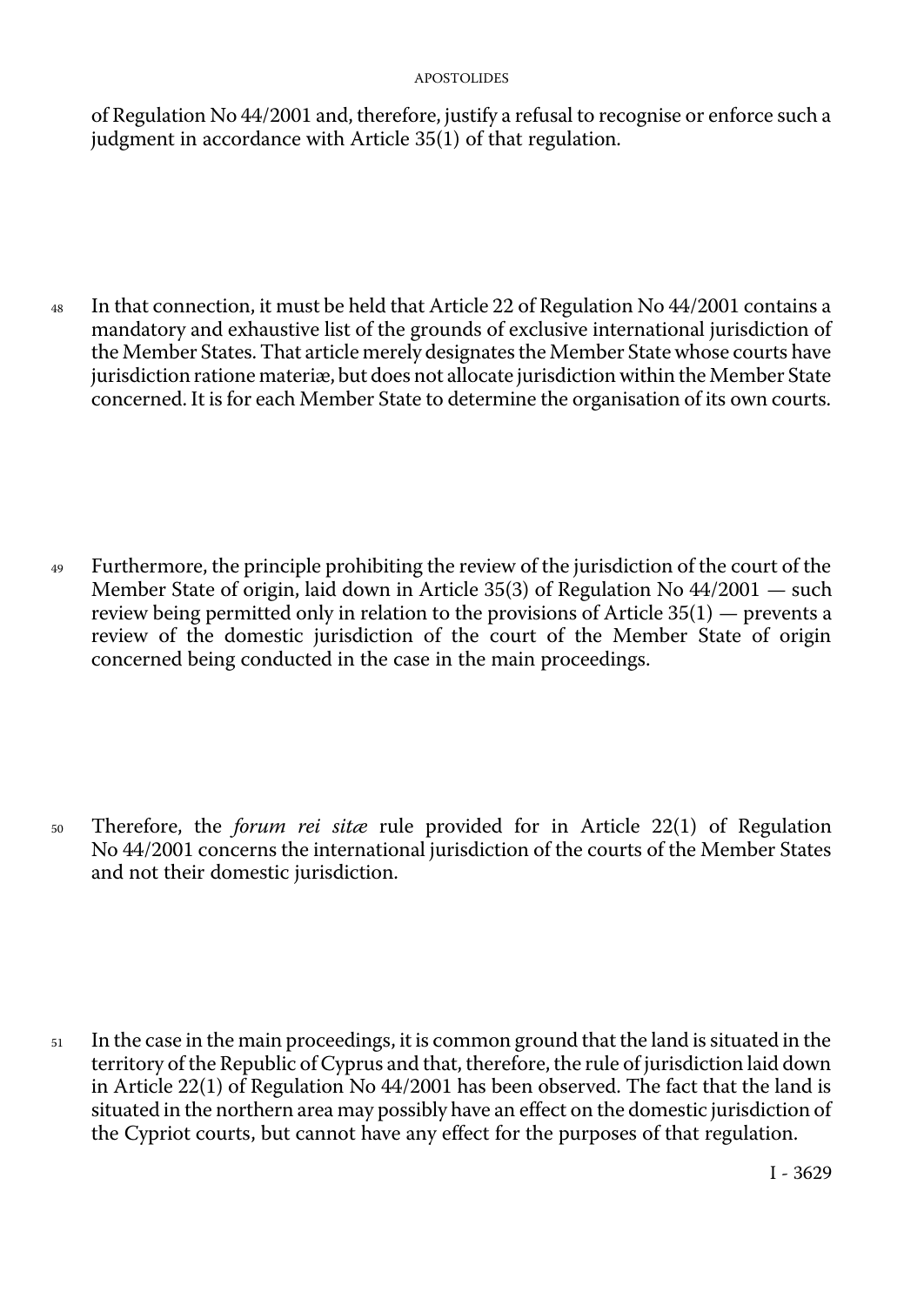of Regulation No 44/2001 and, therefore, justify a refusal to recognise or enforce such a judgment in accordance with Article 35(1) of that regulation.

48 In that connection, it must be held that Article 22 of Regulation No 44/2001 contains a mandatory and exhaustive list of the grounds of exclusive international jurisdiction of the Member States. That article merely designates the Member State whose courts have jurisdiction ratione materiæ, but does not allocate jurisdiction within the Member State concerned. It is for each Member State to determine the organisation of its own courts.

49 Furthermore, the principle prohibiting the review of the jurisdiction of the court of the Member State of origin, laid down in Article 35(3) of Regulation No 44/2001 — such review being permitted only in relation to the provisions of Article 35(1) — prevents a review of the domestic jurisdiction of the court of the Member State of origin concerned being conducted in the case in the main proceedings.

50 Therefore, the *forum rei sitæ* rule provided for in Article 22(1) of Regulation No 44/2001 concerns the international jurisdiction of the courts of the Member States and not their domestic jurisdiction.

51 In the case in the main proceedings, it is common ground that the land is situated in the territory of the Republic of Cyprus and that, therefore, the rule of jurisdiction laid down in Article 22(1) of Regulation No 44/2001 has been observed. The fact that the land is situated in the northern area may possibly have an effect on the domestic jurisdiction of the Cypriot courts, but cannot have any effect for the purposes of that regulation.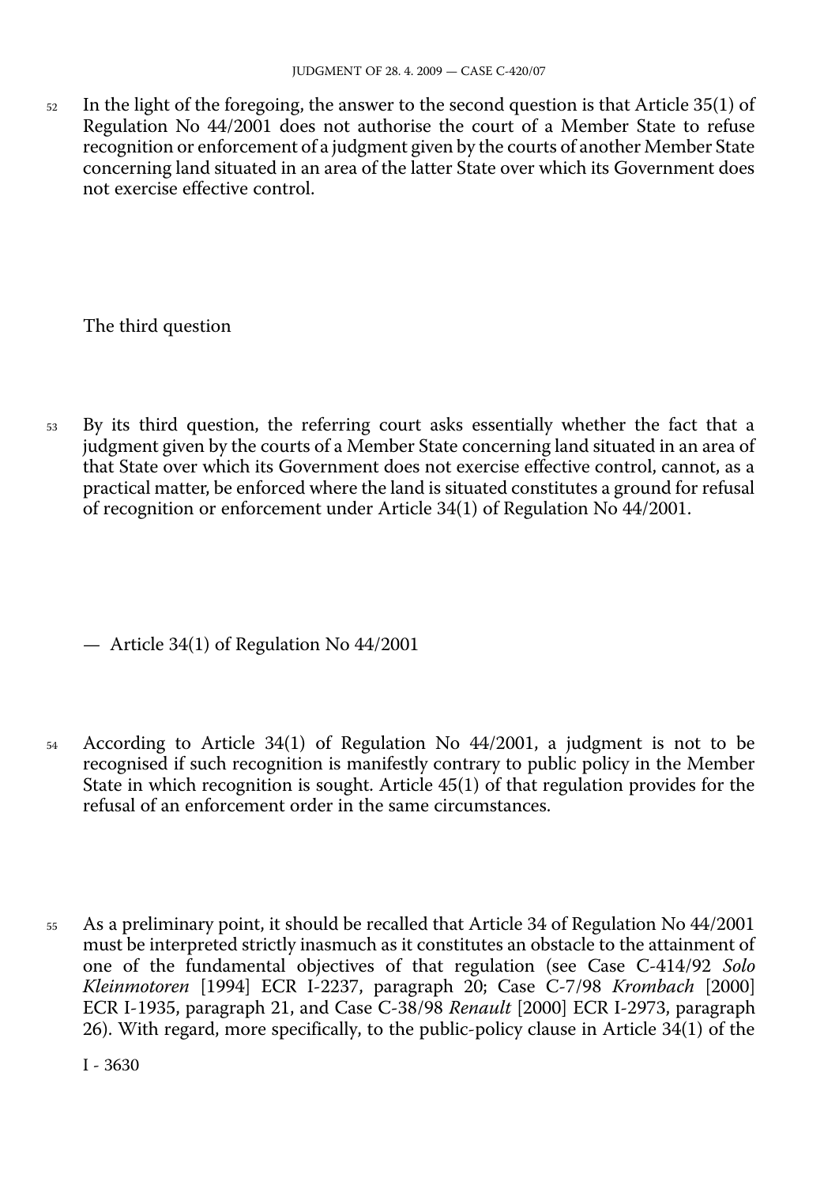52 In the light of the foregoing, the answer to the second question is that Article 35(1) of Regulation No 44/2001 does not authorise the court of a Member State to refuse recognition or enforcement of a judgment given by the courts of another Member State concerning land situated in an area of the latter State over which its Government does not exercise effective control.

## The third question

53 By its third question, the referring court asks essentially whether the fact that a judgment given by the courts of a Member State concerning land situated in an area of that State over which its Government does not exercise effective control, cannot, as a practical matter, be enforced where the land is situated constitutes a ground for refusal of recognition or enforcement under Article 34(1) of Regulation No 44/2001.

— Article 34(1) of Regulation No 44/2001

54 According to Article 34(1) of Regulation No 44/2001, a judgment is not to be recognised if such recognition is manifestly contrary to public policy in the Member State in which recognition is sought. Article 45(1) of that regulation provides for the refusal of an enforcement order in the same circumstances.

55 As a preliminary point, it should be recalled that Article 34 of Regulation No 44/2001 must be interpreted strictly inasmuch as it constitutes an obstacle to the attainment of one of the fundamental objectives of that regulation (see Case C-414/92 *Solo Kleinmotoren* [1994] ECR I-2237, paragraph 20; Case C-7/98 *Krombach* [2000] ECR I-1935, paragraph 21, and Case C-38/98 *Renault* [2000] ECR I-2973, paragraph 26). With regard, more specifically, to the public-policy clause in Article 34(1) of the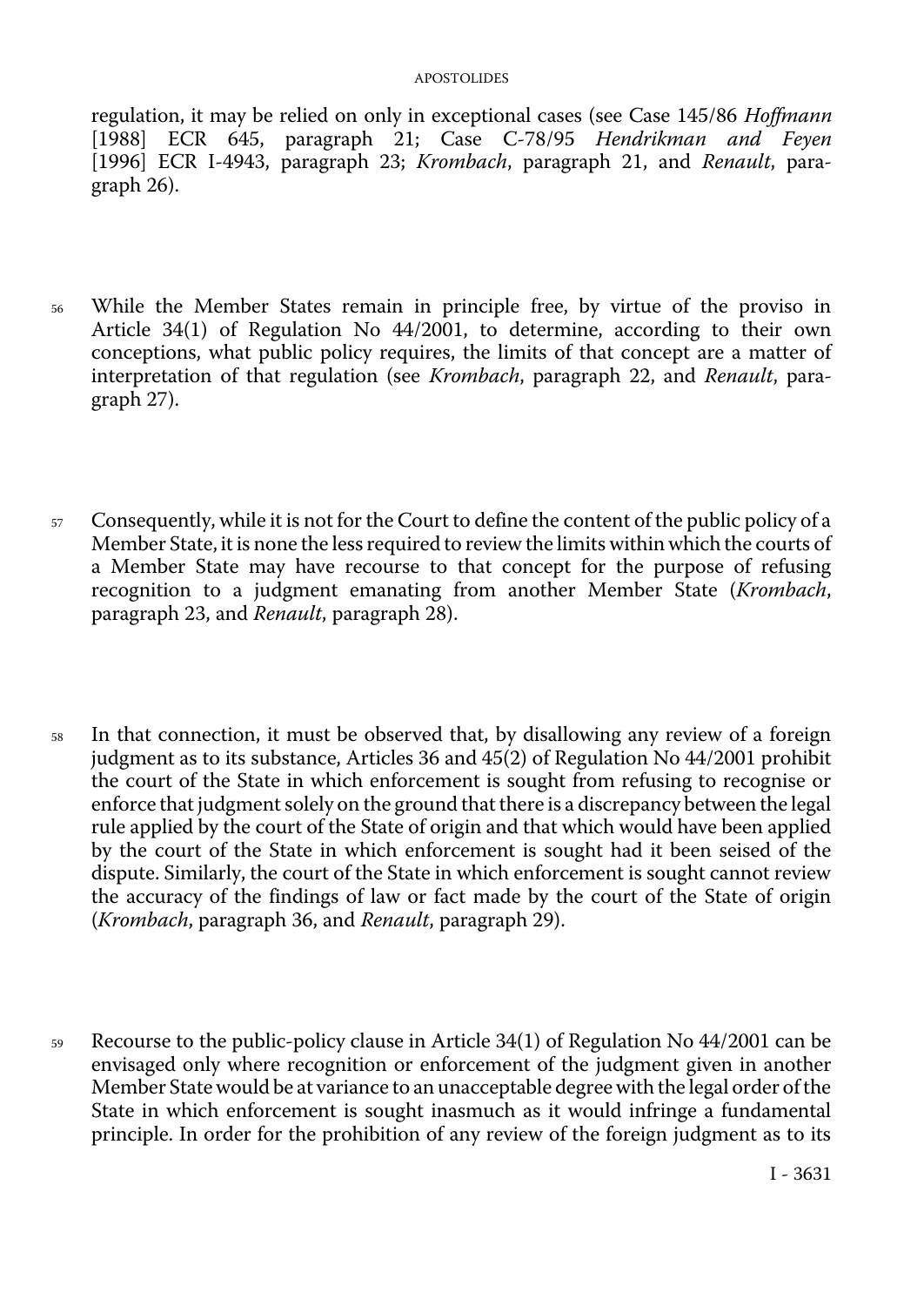regulation, it may be relied on only in exceptional cases (see Case 145/86 *Hoffmann* [1988] ECR 645, paragraph 21; Case C-78/95 *Hendrikman and Feyen* [1996] ECR I-4943, paragraph 23; *Krombach*, paragraph 21, and *Renault*, paragraph 26).

56 While the Member States remain in principle free, by virtue of the proviso in Article 34(1) of Regulation No 44/2001, to determine, according to their own conceptions, what public policy requires, the limits of that concept are a matter of interpretation of that regulation (see *Krombach*, paragraph 22, and *Renault*, paragraph 27).

57 Consequently, while it is not for the Court to define the content of the public policy of a Member State, it is none the less required to review the limits within which the courts of a Member State may have recourse to that concept for the purpose of refusing recognition to a judgment emanating from another Member State (*Krombach*, paragraph 23, and *Renault*, paragraph 28).

58 In that connection, it must be observed that, by disallowing any review of a foreign judgment as to its substance, Articles 36 and 45(2) of Regulation No 44/2001 prohibit the court of the State in which enforcement is sought from refusing to recognise or enforce that judgment solely on the ground that there is a discrepancy between the legal rule applied by the court of the State of origin and that which would have been applied by the court of the State in which enforcement is sought had it been seised of the dispute. Similarly, the court of the State in which enforcement is sought cannot review the accuracy of the findings of law or fact made by the court of the State of origin (*Krombach*, paragraph 36, and *Renault*, paragraph 29).

59 Recourse to the public-policy clause in Article 34(1) of Regulation No 44/2001 can be envisaged only where recognition or enforcement of the judgment given in another Member State would be at variance to an unacceptable degree with the legal order of the State in which enforcement is sought inasmuch as it would infringe a fundamental principle. In order for the prohibition of any review of the foreign judgment as to its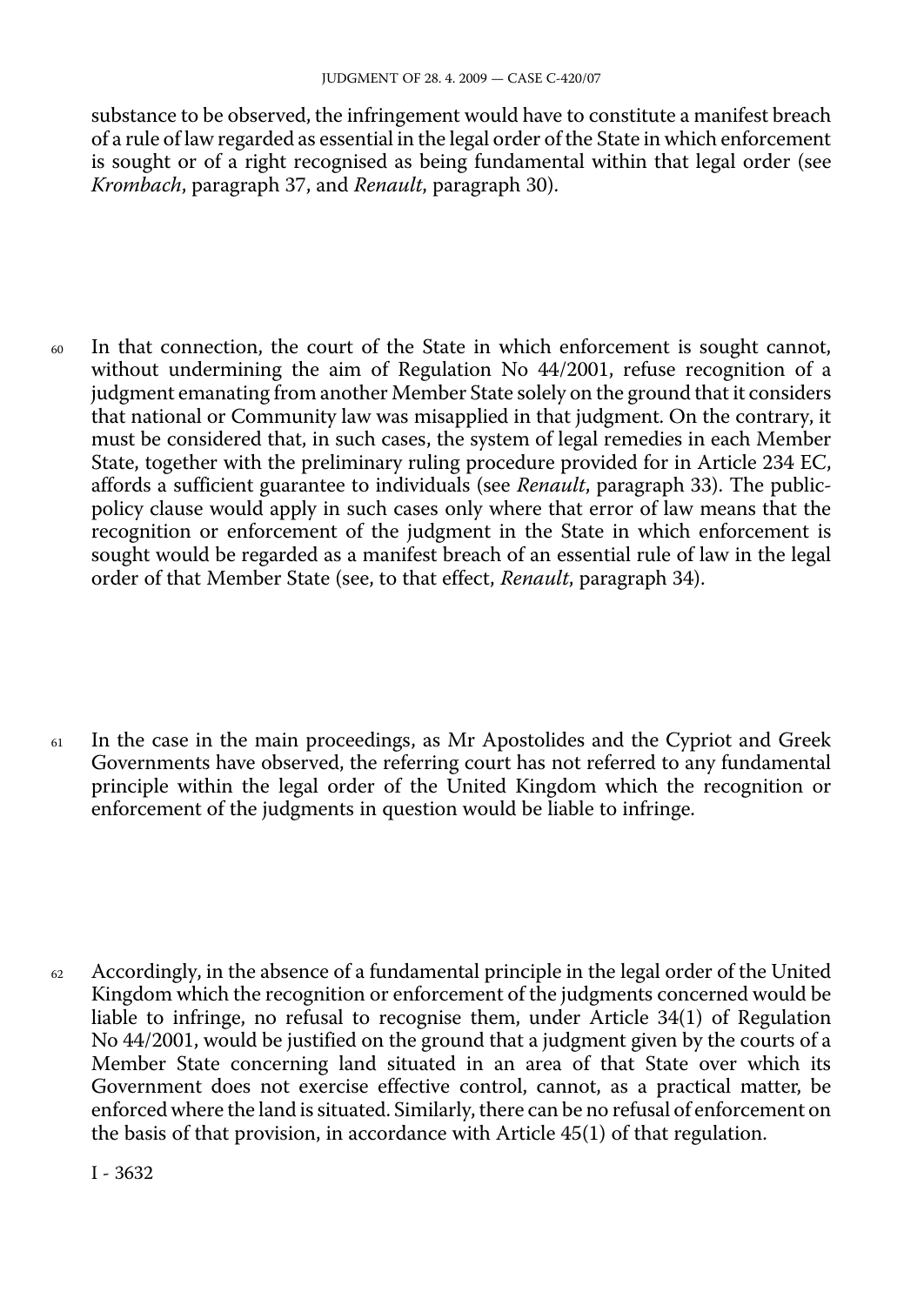substance to be observed, the infringement would have to constitute a manifest breach of a rule of law regarded as essential in the legal order of the State in which enforcement is sought or of a right recognised as being fundamental within that legal order (see *Krombach*, paragraph 37, and *Renault*, paragraph 30).

60 In that connection, the court of the State in which enforcement is sought cannot, without undermining the aim of Regulation No 44/2001, refuse recognition of a judgment emanating from another Member State solely on the ground that it considers that national or Community law was misapplied in that judgment. On the contrary, it must be considered that, in such cases, the system of legal remedies in each Member State, together with the preliminary ruling procedure provided for in Article 234 EC, affords a sufficient guarantee to individuals (see *Renault*, paragraph 33). The public-policy clause would apply in such cases only where that error of law means that the recognition or enforcement of the judgment in the State in which enforcement is sought would be regarded as a manifest breach of an essential rule of law in the legal order of that Member State (see, to that effect, *Renault*, paragraph 34).

61 In the case in the main proceedings, as Mr Apostolides and the Cypriot and Greek Governments have observed, the referring court has not referred to any fundamental principle within the legal order of the United Kingdom which the recognition or enforcement of the judgments in question would be liable to infringe.

62 Accordingly, in the absence of a fundamental principle in the legal order of the United Kingdom which the recognition or enforcement of the judgments concerned would be liable to infringe, no refusal to recognise them, under Article 34(1) of Regulation No 44/2001, would be justified on the ground that a judgment given by the courts of a Member State concerning land situated in an area of that State over which its Government does not exercise effective control, cannot, as a practical matter, be enforced where the land is situated. Similarly, there can be no refusal of enforcement on the basis of that provision, in accordance with Article 45(1) of that regulation.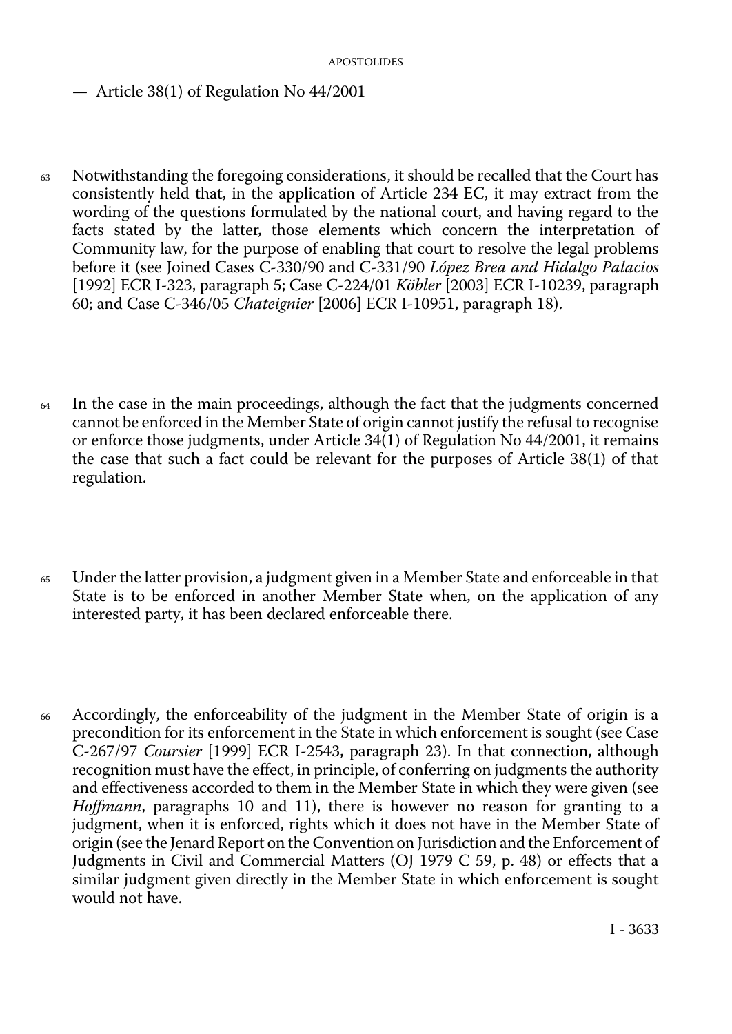— Article 38(1) of Regulation No 44/2001

63 Notwithstanding the foregoing considerations, it should be recalled that the Court has consistently held that, in the application of Article 234 EC, it may extract from the wording of the questions formulated by the national court, and having regard to the facts stated by the latter, those elements which concern the interpretation of Community law, for the purpose of enabling that court to resolve the legal problems before it (see Joined Cases C-330/90 and C-331/90 *López Brea and Hidalgo Palacios* [1992] ECR I-323, paragraph 5; Case C-224/01 *Köbler* [2003] ECR I-10239, paragraph 60; and Case C-346/05 *Chateignier* [2006] ECR I-10951, paragraph 18).

64 In the case in the main proceedings, although the fact that the judgments concerned cannot be enforced in the Member State of origin cannot justify the refusal to recognise or enforce those judgments, under Article 34(1) of Regulation No 44/2001, it remains the case that such a fact could be relevant for the purposes of Article 38(1) of that regulation.

65 Under the latter provision, a judgment given in a Member State and enforceable in that State is to be enforced in another Member State when, on the application of any interested party, it has been declared enforceable there.

66 Accordingly, the enforceability of the judgment in the Member State of origin is a precondition for its enforcement in the State in which enforcement is sought (see Case C-267/97 *Coursier* [1999] ECR I-2543, paragraph 23). In that connection, although recognition must have the effect, in principle, of conferring on judgments the authority and effectiveness accorded to them in the Member State in which they were given (see *Hoffmann*, paragraphs 10 and 11), there is however no reason for granting to a judgment, when it is enforced, rights which it does not have in the Member State of origin (see the Jenard Report on the Convention on Jurisdiction and the Enforcement of Judgments in Civil and Commercial Matters (OJ 1979 C 59, p. 48) or effects that a similar judgment given directly in the Member State in which enforcement is sought would not have.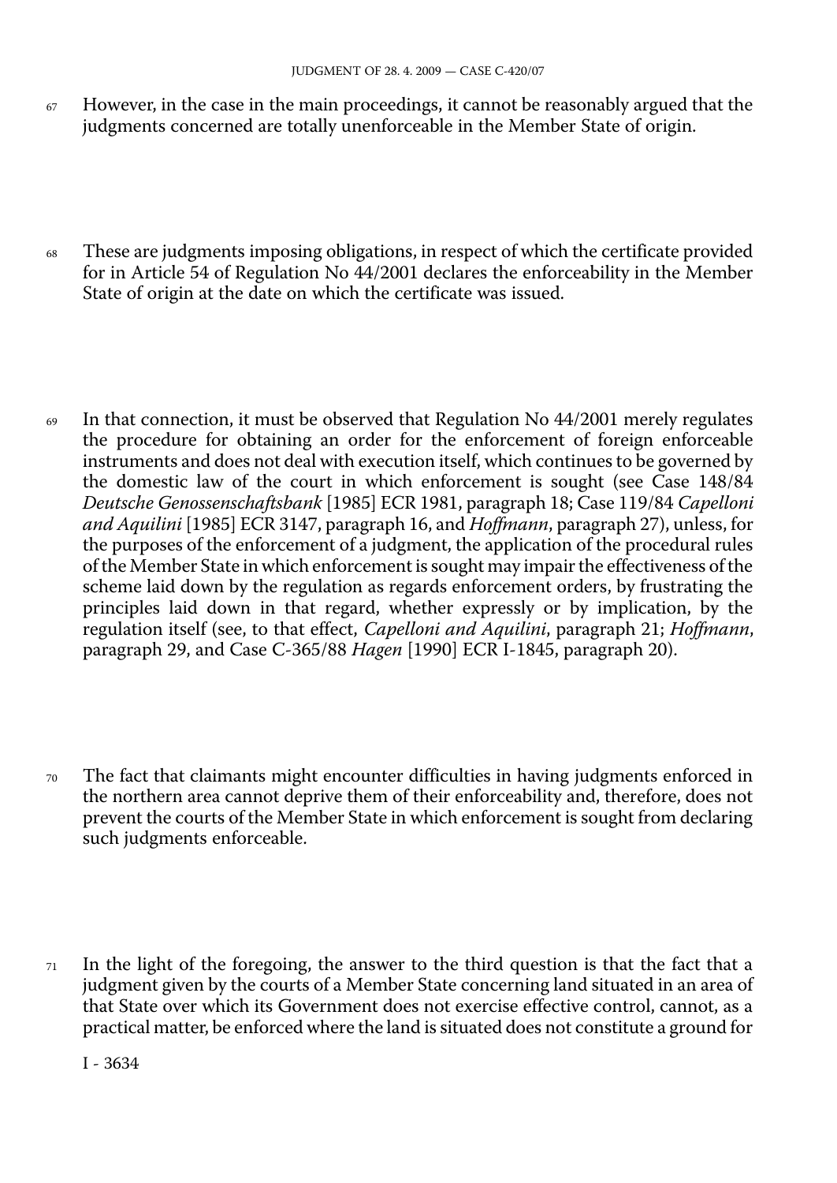67 However, in the case in the main proceedings, it cannot be reasonably argued that the judgments concerned are totally unenforceable in the Member State of origin.

68 These are judgments imposing obligations, in respect of which the certificate provided for in Article 54 of Regulation No 44/2001 declares the enforceability in the Member State of origin at the date on which the certificate was issued.

69 In that connection, it must be observed that Regulation No 44/2001 merely regulates the procedure for obtaining an order for the enforcement of foreign enforceable instruments and does not deal with execution itself, which continues to be governed by the domestic law of the court in which enforcement is sought (see Case 148/84 *Deutsche Genossenschaftsbank* [1985] ECR 1981, paragraph 18; Case 119/84 *Capelloni and Aquilini* [1985] ECR 3147, paragraph 16, and *Hoffmann*, paragraph 27), unless, for the purposes of the enforcement of a judgment, the application of the procedural rules of the Member State in which enforcement is sought may impair the effectiveness of the scheme laid down by the regulation as regards enforcement orders, by frustrating the principles laid down in that regard, whether expressly or by implication, by the regulation itself (see, to that effect, *Capelloni and Aquilini*, paragraph 21; *Hoffmann*, paragraph 29, and Case C-365/88 *Hagen* [1990] ECR I-1845, paragraph 20).

70 The fact that claimants might encounter difficulties in having judgments enforced in the northern area cannot deprive them of their enforceability and, therefore, does not prevent the courts of the Member State in which enforcement is sought from declaring such judgments enforceable.

71 In the light of the foregoing, the answer to the third question is that the fact that a judgment given by the courts of a Member State concerning land situated in an area of that State over which its Government does not exercise effective control, cannot, as a practical matter, be enforced where the land is situated does not constitute a ground for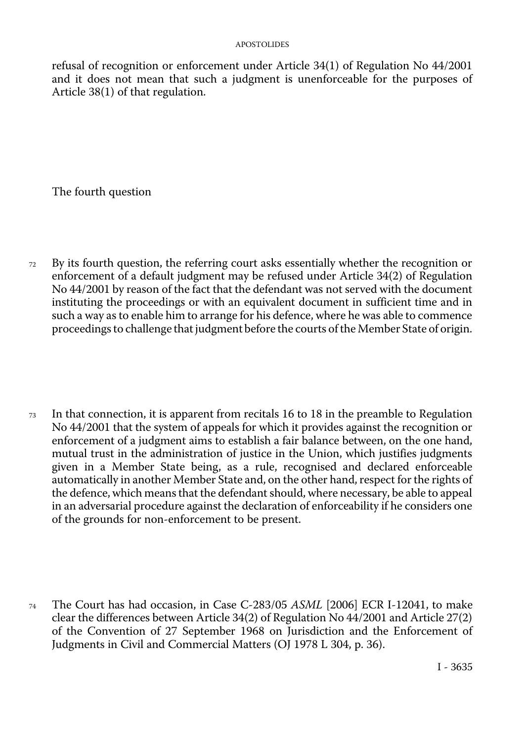refusal of recognition or enforcement under Article 34(1) of Regulation No 44/2001 and it does not mean that such a judgment is unenforceable for the purposes of Article 38(1) of that regulation.

The fourth question

72 By its fourth question, the referring court asks essentially whether the recognition or enforcement of a default judgment may be refused under Article 34(2) of Regulation No 44/2001 by reason of the fact that the defendant was not served with the document instituting the proceedings or with an equivalent document in sufficient time and in such a way as to enable him to arrange for his defence, where he was able to commence proceedings to challenge that judgment before the courts of the Member State of origin.

73 In that connection, it is apparent from recitals 16 to 18 in the preamble to Regulation No 44/2001 that the system of appeals for which it provides against the recognition or enforcement of a judgment aims to establish a fair balance between, on the one hand, mutual trust in the administration of justice in the Union, which justifies judgments given in a Member State being, as a rule, recognised and declared enforceable automatically in another Member State and, on the other hand, respect for the rights of the defence, which means that the defendant should, where necessary, be able to appeal in an adversarial procedure against the declaration of enforceability if he considers one of the grounds for non-enforcement to be present.

74 The Court has had occasion, in Case C-283/05 *ASML* [2006] ECR I-12041, to make clear the differences between Article 34(2) of Regulation No 44/2001 and Article 27(2) of the Convention of 27 September 1968 on Jurisdiction and the Enforcement of Judgments in Civil and Commercial Matters (OJ 1978 L 304, p. 36).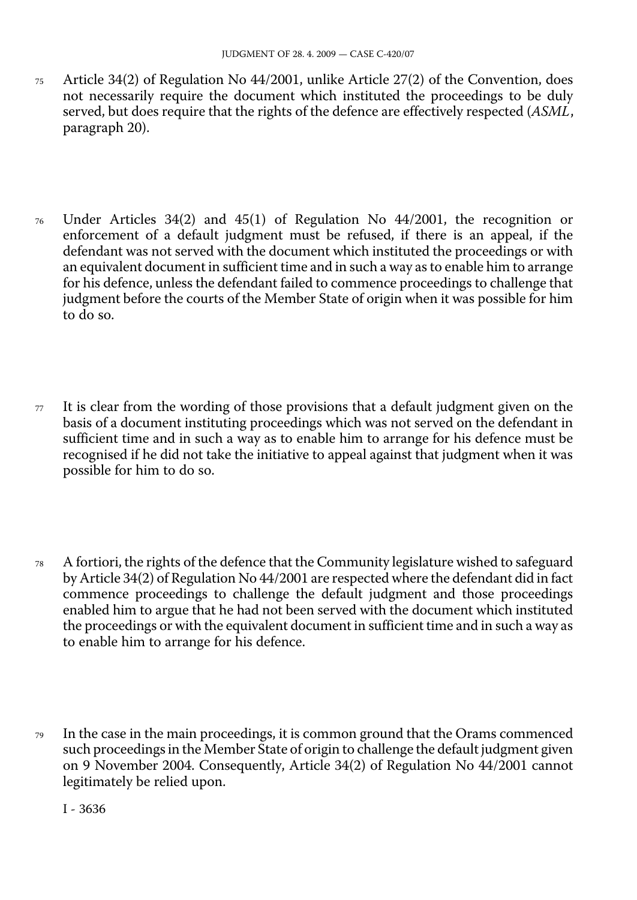75 Article 34(2) of Regulation No 44/2001, unlike Article 27(2) of the Convention, does not necessarily require the document which instituted the proceedings to be duly served, but does require that the rights of the defence are effectively respected (*ASML*, paragraph 20).

76 Under Articles 34(2) and 45(1) of Regulation No 44/2001, the recognition or enforcement of a default judgment must be refused, if there is an appeal, if the defendant was not served with the document which instituted the proceedings or with an equivalent document in sufficient time and in such a way as to enable him to arrange for his defence, unless the defendant failed to commence proceedings to challenge that judgment before the courts of the Member State of origin when it was possible for him to do so.

77 It is clear from the wording of those provisions that a default judgment given on the basis of a document instituting proceedings which was not served on the defendant in sufficient time and in such a way as to enable him to arrange for his defence must be recognised if he did not take the initiative to appeal against that judgment when it was possible for him to do so.

78 A fortiori, the rights of the defence that the Community legislature wished to safeguard by Article 34(2) of Regulation No 44/2001 are respected where the defendant did in fact commence proceedings to challenge the default judgment and those proceedings enabled him to argue that he had not been served with the document which instituted the proceedings or with the equivalent document in sufficient time and in such a way as to enable him to arrange for his defence.

79 In the case in the main proceedings, it is common ground that the Orams commenced such proceedings in the Member State of origin to challenge the default judgment given on 9 November 2004. Consequently, Article 34(2) of Regulation No 44/2001 cannot legitimately be relied upon.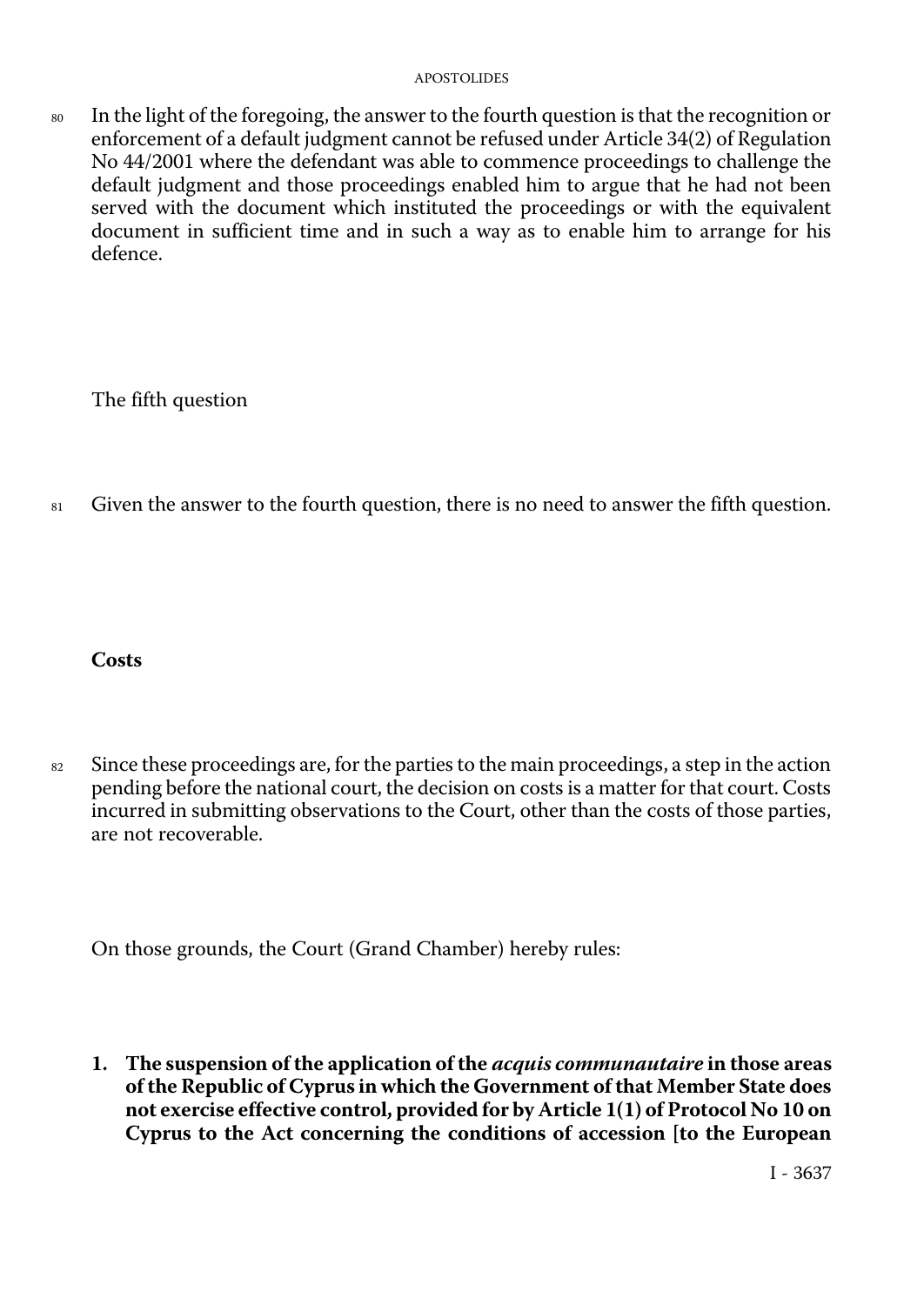80 In the light of the foregoing, the answer to the fourth question is that the recognition or enforcement of a default judgment cannot be refused under Article 34(2) of Regulation No 44/2001 where the defendant was able to commence proceedings to challenge the default judgment and those proceedings enabled him to argue that he had not been served with the document which instituted the proceedings or with the equivalent document in sufficient time and in such a way as to enable him to arrange for his defence.

The fifth question

81 Given the answer to the fourth question, there is no need to answer the fifth question.

## Costs

82 Since these proceedings are, for the parties to the main proceedings, a step in the action pending before the national court, the decision on costs is a matter for that court. Costs incurred in submitting observations to the Court, other than the costs of those parties, are not recoverable.

On those grounds, the Court (Grand Chamber) hereby rules:

**1. The suspension of the application of the *acquis communautaire* in those areas of the Republic of Cyprus in which the Government of that Member State does not exercise effective control, provided for by Article 1(1) of Protocol No 10 on Cyprus to the Act concerning the conditions of accession [to the European**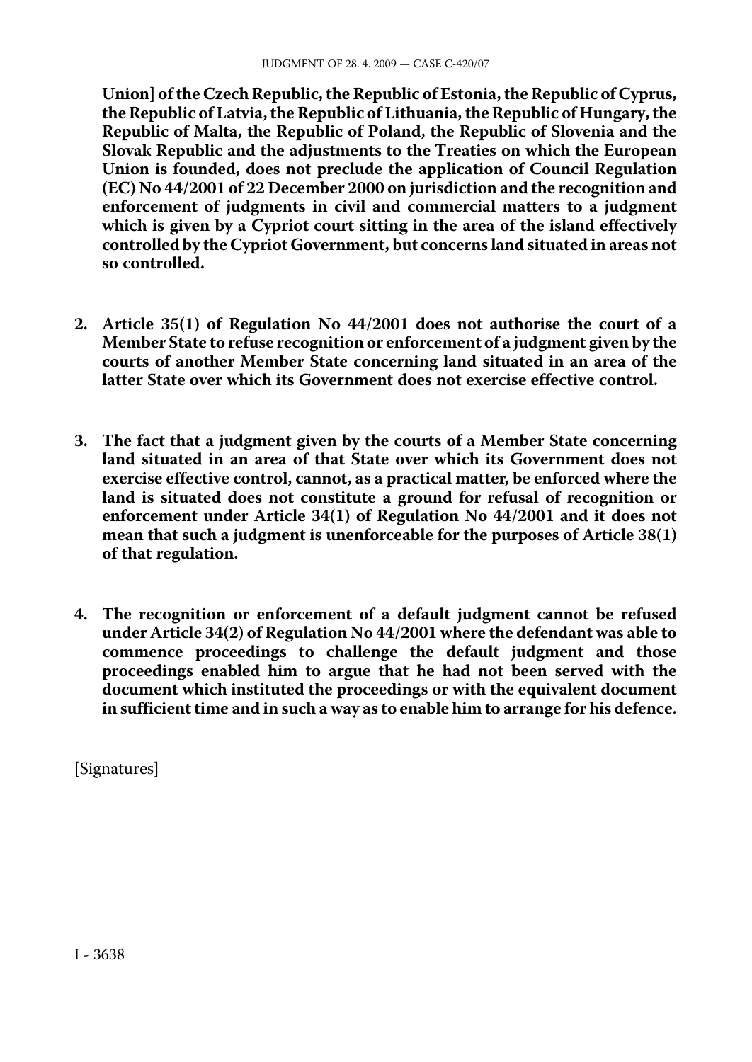**Union] of the Czech Republic, the Republic of Estonia, the Republic of Cyprus, the Republic of Latvia, the Republic of Lithuania, the Republic of Hungary, the Republic of Malta, the Republic of Poland, the Republic of Slovenia and the Slovak Republic and the adjustments to the Treaties on which the European Union is founded, does not preclude the application of Council Regulation (EC) No 44/2001 of 22 December 2000 on jurisdiction and the recognition and enforcement of judgments in civil and commercial matters to a judgment which is given by a Cypriot court sitting in the area of the island effectively controlled by the Cypriot Government, but concerns land situated in areas not so controlled.**

2. **Article 35(1) of Regulation No 44/2001 does not authorise the court of a Member State to refuse recognition or enforcement of a judgment given by the courts of another Member State concerning land situated in an area of the latter State over which its Government does not exercise effective control.**

3. **The fact that a judgment given by the courts of a Member State concerning land situated in an area of that State over which its Government does not exercise effective control, cannot, as a practical matter, be enforced where the land is situated does not constitute a ground for refusal of recognition or enforcement under Article 34(1) of Regulation No 44/2001 and it does not mean that such a judgment is unenforceable for the purposes of Article 38(1) of that regulation.**

4. **The recognition or enforcement of a default judgment cannot be refused under Article 34(2) of Regulation No 44/2001 where the defendant was able to commence proceedings to challenge the default judgment and those proceedings enabled him to argue that he had not been served with the document which instituted the proceedings or with the equivalent document in sufficient time and in such a way as to enable him to arrange for his defence.**

[Signatures]